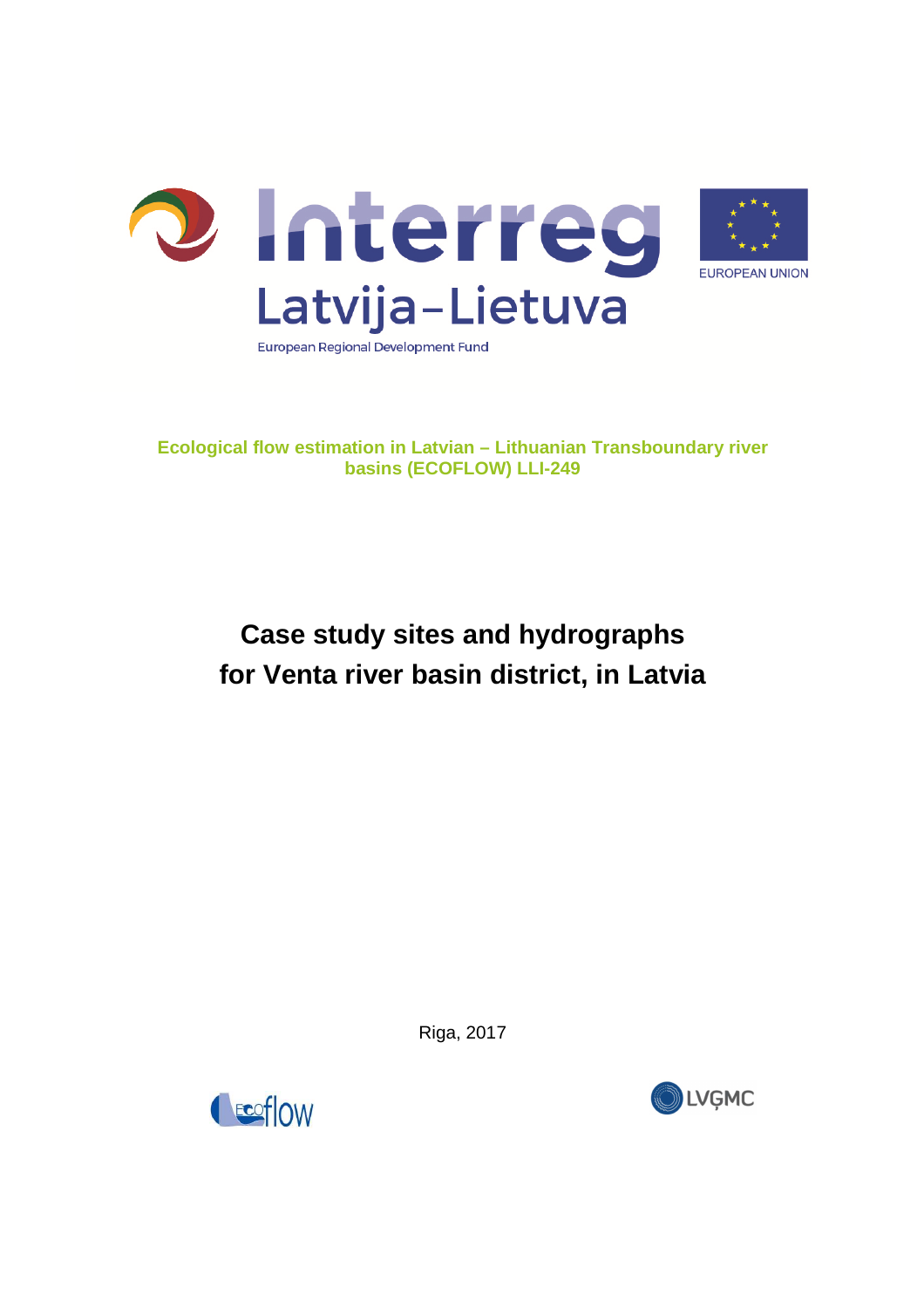Interreg

Latvija–Lietuva

European Regional Development Fund

EUROPEAN UNION

**Ecological flow estimation in Latvian – Lithuanian Transboundary river basins (ECOFLOW) LLI-249**

# Case study sites and hydrographs for Venta river basin district, in Latvia

Riga, 2017

ECOflow

LVĢMC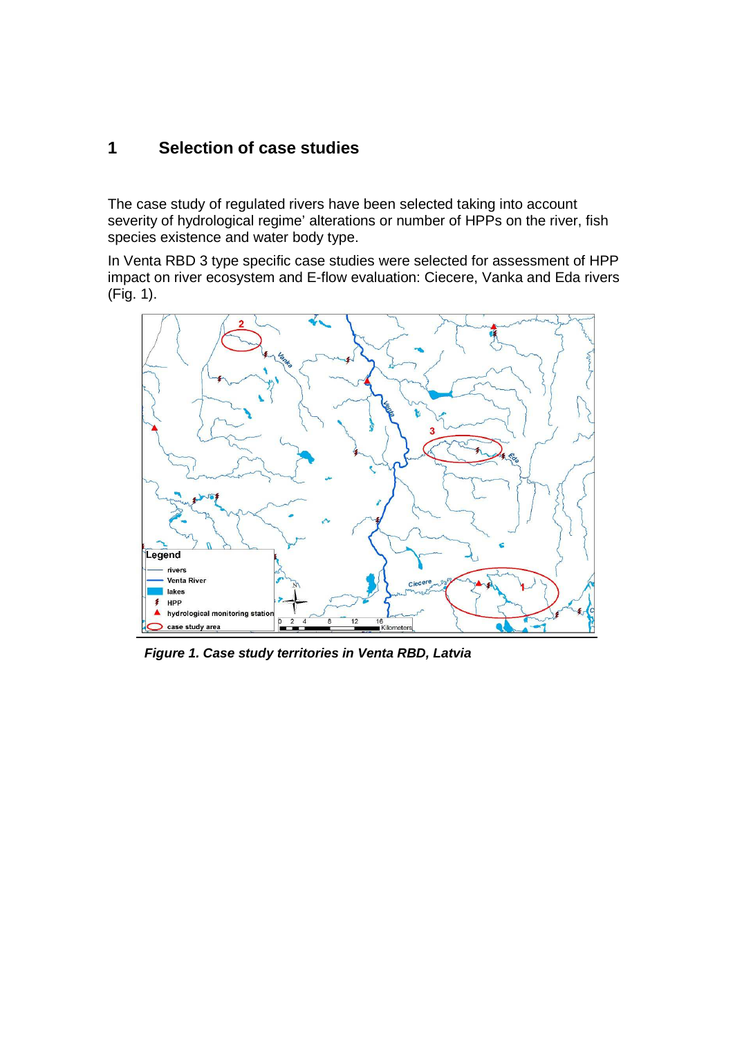# 1 Selection of case studies

The case study of regulated rivers have been selected taking into account severity of hydrological regime' alterations or number of HPPs on the river, fish species existence and water body type.

In Venta RBD 3 type specific case studies were selected for assessment of HPP impact on river ecosystem and E-flow evaluation: Ciecere, Vanka and Eda rivers (Fig. 1).

2
Vanka
Venta
3
Eda
Ciecere
1

Legend
rivers
Venta River
lakes
HPP
hydrological monitoring station
case study area

N
0 2 4 8 12 16 Kilometers

*Figure 1. Case study territories in Venta RBD, Latvia*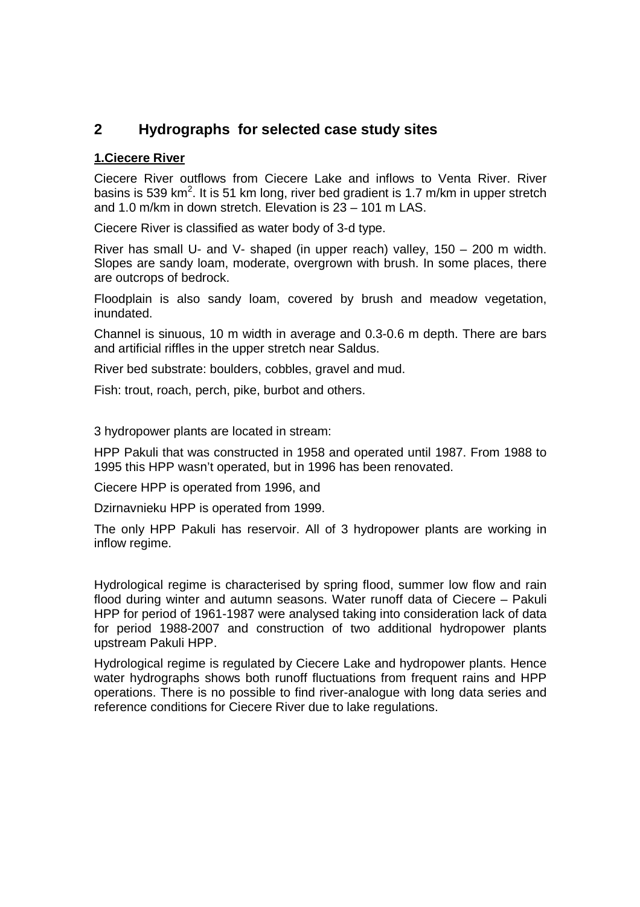## 2 Hydrographs for selected case study sites

**1.Ciecere River**

Ciecere River outflows from Ciecere Lake and inflows to Venta River. River basins is 539 km$^2$. It is 51 km long, river bed gradient is 1.7 m/km in upper stretch and 1.0 m/km in down stretch. Elevation is 23 – 101 m LAS.

Ciecere River is classified as water body of 3-d type.

River has small U- and V- shaped (in upper reach) valley, 150 – 200 m width. Slopes are sandy loam, moderate, overgrown with brush. In some places, there are outcrops of bedrock.

Floodplain is also sandy loam, covered by brush and meadow vegetation, inundated.

Channel is sinuous, 10 m width in average and 0.3-0.6 m depth. There are bars and artificial riffles in the upper stretch near Saldus.

River bed substrate: boulders, cobbles, gravel and mud.

Fish: trout, roach, perch, pike, burbot and others.

3 hydropower plants are located in stream:

HPP Pakuli that was constructed in 1958 and operated until 1987. From 1988 to 1995 this HPP wasn't operated, but in 1996 has been renovated.

Ciecere HPP is operated from 1996, and

Dzirnavnieku HPP is operated from 1999.

The only HPP Pakuli has reservoir. All of 3 hydropower plants are working in inflow regime.

Hydrological regime is characterised by spring flood, summer low flow and rain flood during winter and autumn seasons. Water runoff data of Ciecere – Pakuli HPP for period of 1961-1987 were analysed taking into consideration lack of data for period 1988-2007 and construction of two additional hydropower plants upstream Pakuli HPP.

Hydrological regime is regulated by Ciecere Lake and hydropower plants. Hence water hydrographs shows both runoff fluctuations from frequent rains and HPP operations. There is no possible to find river-analogue with long data series and reference conditions for Ciecere River due to lake regulations.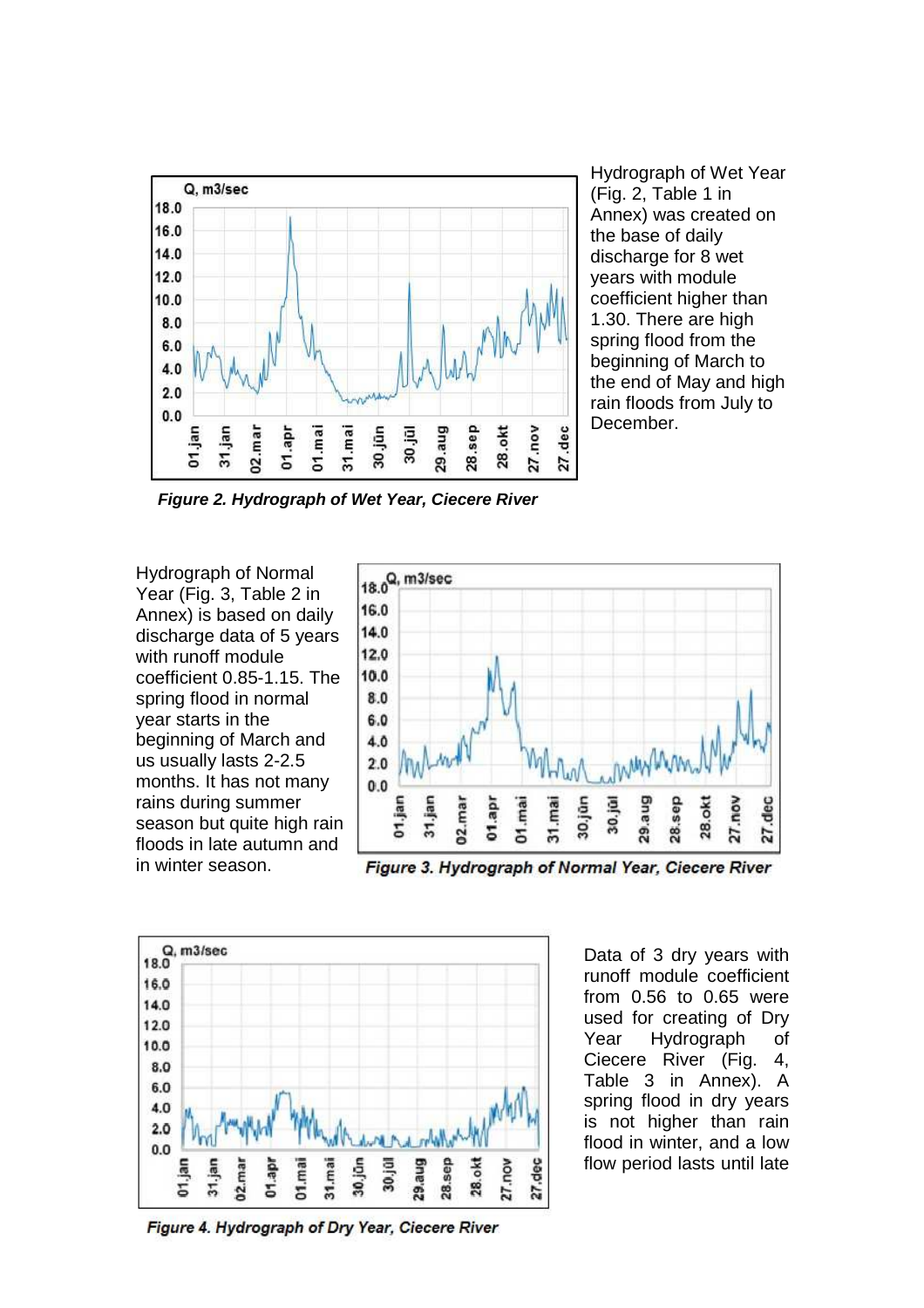Hydrograph of Wet Year (Fig. 2, Table 1 in Annex) was created on the base of daily discharge for 8 wet years with module coefficient higher than 1.30. There are high spring flood from the beginning of March to the end of May and high rain floods from July to December.

*Figure 2. Hydrograph of Wet Year, Ciecere River*

Hydrograph of Normal Year (Fig. 3, Table 2 in Annex) is based on daily discharge data of 5 years with runoff module coefficient 0.85-1.15. The spring flood in normal year starts in the beginning of March and us usually lasts 2-2.5 months. It has not many rains during summer season but quite high rain floods in late autumn and in winter season.

*Figure 3. Hydrograph of Normal Year, Ciecere River*

*Figure 4. Hydrograph of Dry Year, Ciecere River*

Data of 3 dry years with runoff module coefficient from 0.56 to 0.65 were used for creating of Dry Year Hydrograph of Ciecere River (Fig. 4, Table 3 in Annex). A spring flood in dry years is not higher than rain flood in winter, and a low flow period lasts until late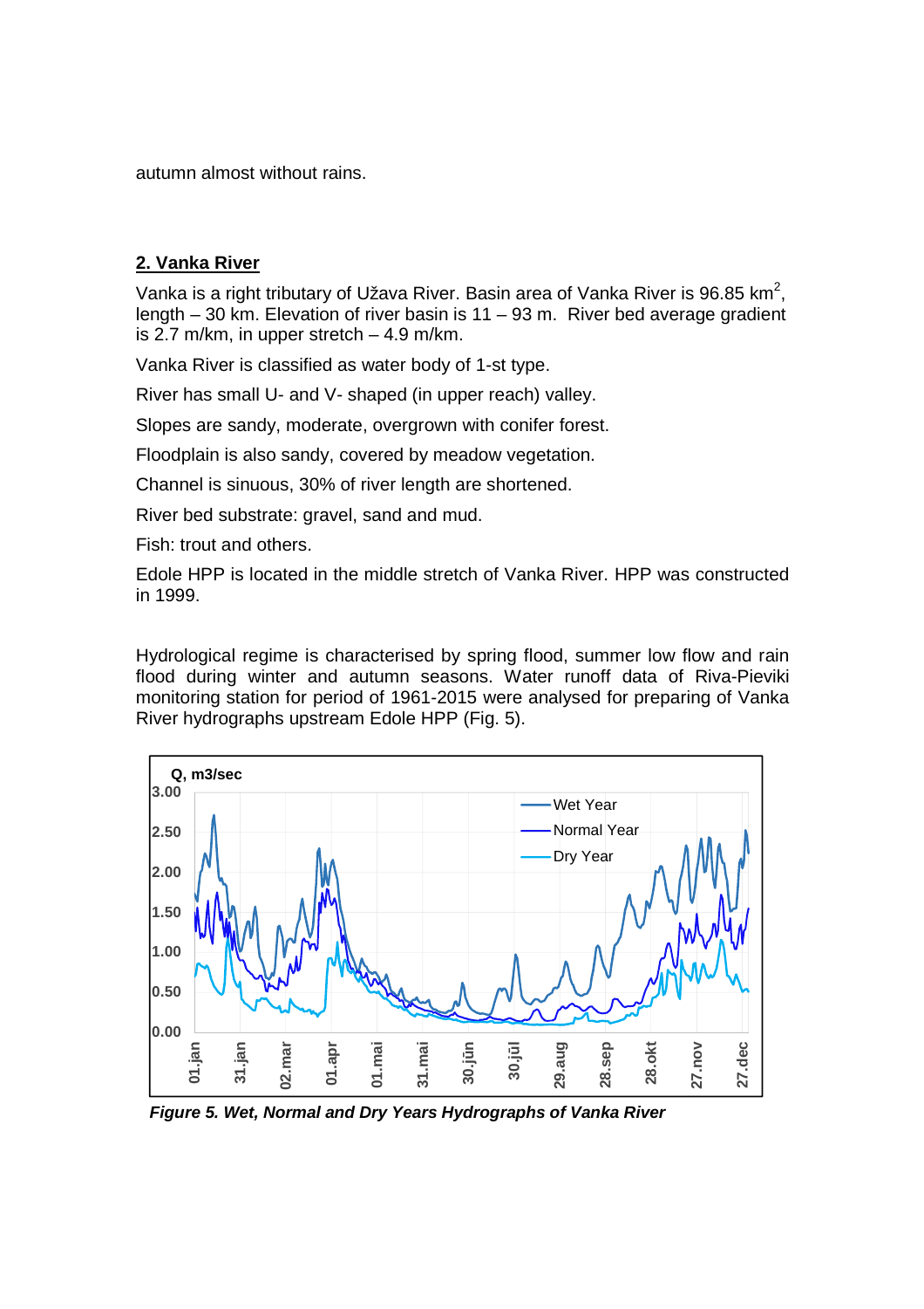autumn almost without rains.

## 2. Vanka River

Vanka is a right tributary of Užava River. Basin area of Vanka River is 96.85 km$^2$, length – 30 km. Elevation of river basin is 11 – 93 m. River bed average gradient is 2.7 m/km, in upper stretch – 4.9 m/km.

Vanka River is classified as water body of 1-st type.

River has small U- and V- shaped (in upper reach) valley.

Slopes are sandy, moderate, overgrown with conifer forest.

Floodplain is also sandy, covered by meadow vegetation.

Channel is sinuous, 30% of river length are shortened.

River bed substrate: gravel, sand and mud.

Fish: trout and others.

Edole HPP is located in the middle stretch of Vanka River. HPP was constructed in 1999.

Hydrological regime is characterised by spring flood, summer low flow and rain flood during winter and autumn seasons. Water runoff data of Riva-Pieviki monitoring station for period of 1961-2015 were analysed for preparing of Vanka River hydrographs upstream Edole HPP (Fig. 5).

Q, m3/sec

3.00
2.50
2.00
1.50
1.00
0.50
0.00

01.jan
31.jan
02.mar
01.apr
01.mai
31.mai
30.jūn
30.jūl
29.aug
28.sep
28.okt
27.nov
27.dec

Wet Year
Normal Year
Dry Year

*Figure 5. Wet, Normal and Dry Years Hydrographs of Vanka River*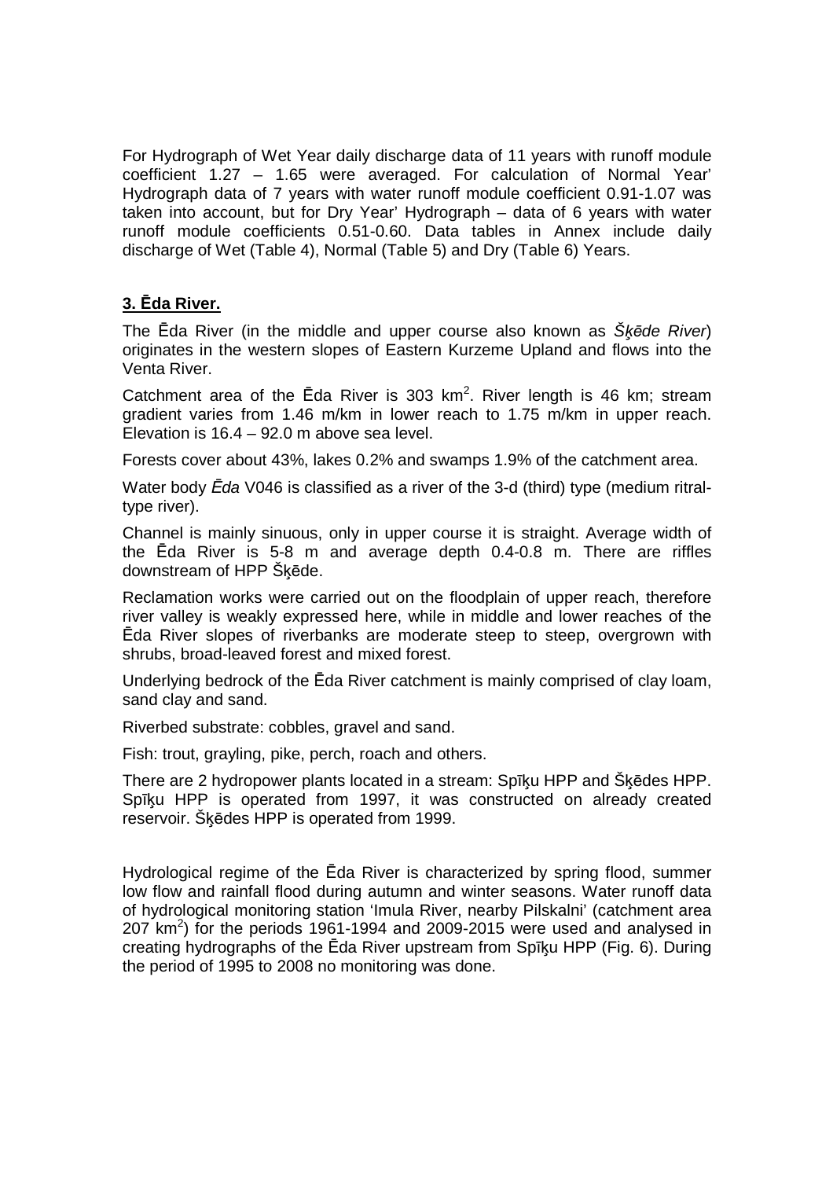For Hydrograph of Wet Year daily discharge data of 11 years with runoff module coefficient 1.27 – 1.65 were averaged. For calculation of Normal Year' Hydrograph data of 7 years with water runoff module coefficient 0.91-1.07 was taken into account, but for Dry Year' Hydrograph – data of 6 years with water runoff module coefficients 0.51-0.60. Data tables in Annex include daily discharge of Wet (Table 4), Normal (Table 5) and Dry (Table 6) Years.

## **3. Ēda River.**

The Ēda River (in the middle and upper course also known as *Šķēde River*) originates in the western slopes of Eastern Kurzeme Upland and flows into the Venta River.

Catchment area of the Ēda River is 303 km$^2$. River length is 46 km; stream gradient varies from 1.46 m/km in lower reach to 1.75 m/km in upper reach. Elevation is 16.4 – 92.0 m above sea level.

Forests cover about 43%, lakes 0.2% and swamps 1.9% of the catchment area.

Water body *Ēda* V046 is classified as a river of the 3-d (third) type (medium ritral-type river).

Channel is mainly sinuous, only in upper course it is straight. Average width of the Ēda River is 5-8 m and average depth 0.4-0.8 m. There are riffles downstream of HPP Šķēde.

Reclamation works were carried out on the floodplain of upper reach, therefore river valley is weakly expressed here, while in middle and lower reaches of the Ēda River slopes of riverbanks are moderate steep to steep, overgrown with shrubs, broad-leaved forest and mixed forest.

Underlying bedrock of the Ēda River catchment is mainly comprised of clay loam, sand clay and sand.

Riverbed substrate: cobbles, gravel and sand.

Fish: trout, grayling, pike, perch, roach and others.

There are 2 hydropower plants located in a stream: Spīķu HPP and Šķēdes HPP. Spīķu HPP is operated from 1997, it was constructed on already created reservoir. Šķēdes HPP is operated from 1999.

Hydrological regime of the Ēda River is characterized by spring flood, summer low flow and rainfall flood during autumn and winter seasons. Water runoff data of hydrological monitoring station 'Imula River, nearby Pilskalni' (catchment area 207 km$^2$) for the periods 1961-1994 and 2009-2015 were used and analysed in creating hydrographs of the Ēda River upstream from Spīķu HPP (Fig. 6). During the period of 1995 to 2008 no monitoring was done.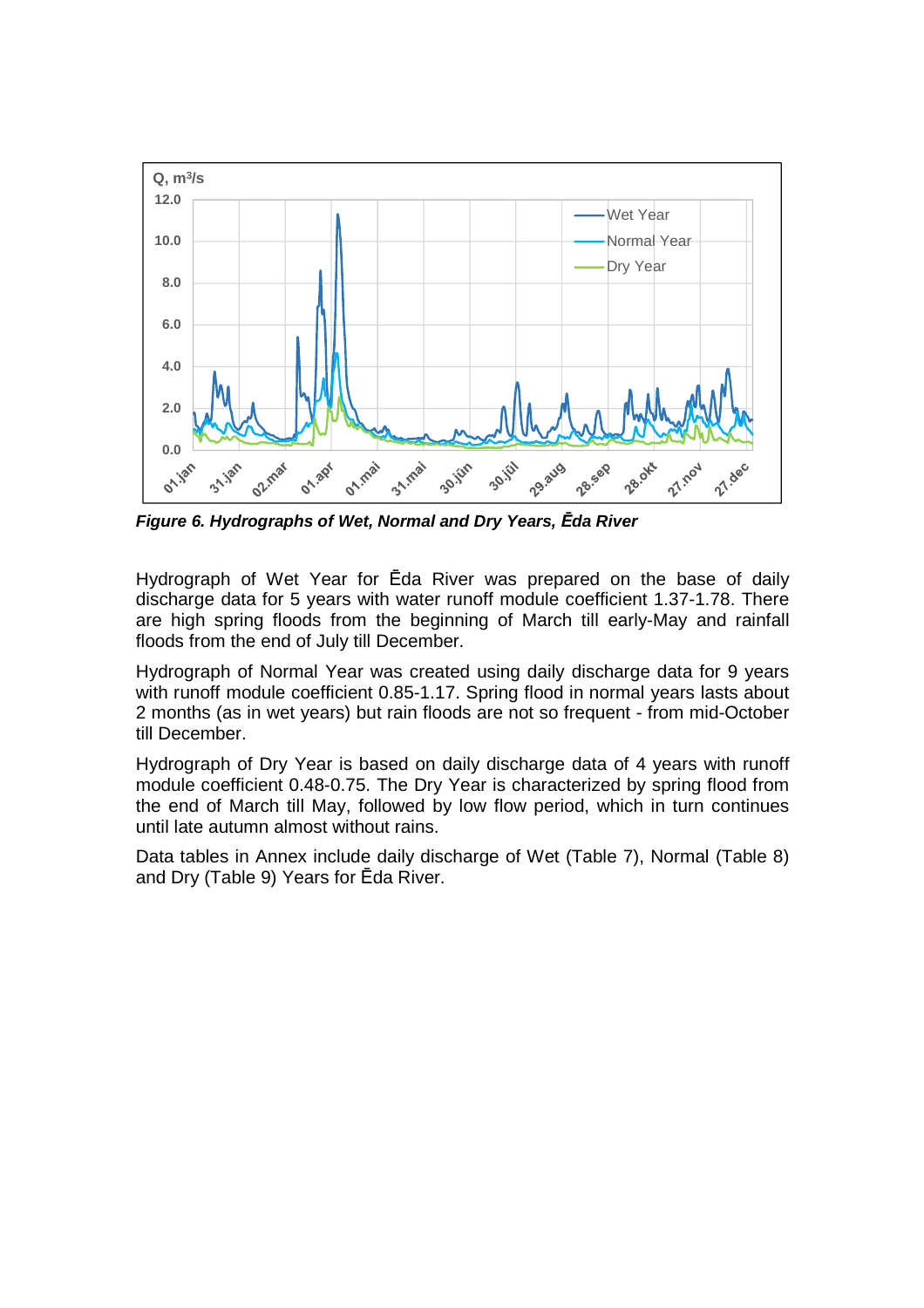Q, m³/s

12.0
10.0
8.0
6.0
4.0
2.0
0.0

01.jan
31.jan
02.mar
01.apr
01.mai
31.mai
30.jūn
30.jūl
29.aug
28.sep
28.okt
27.nov
27.dec

Wet Year
Normal Year
Dry Year

***Figure 6. Hydrographs of Wet, Normal and Dry Years, Ēda River***

Hydrograph of Wet Year for Ēda River was prepared on the base of daily discharge data for 5 years with water runoff module coefficient 1.37-1.78. There are high spring floods from the beginning of March till early-May and rainfall floods from the end of July till December.

Hydrograph of Normal Year was created using daily discharge data for 9 years with runoff module coefficient 0.85-1.17. Spring flood in normal years lasts about 2 months (as in wet years) but rain floods are not so frequent - from mid-October till December.

Hydrograph of Dry Year is based on daily discharge data of 4 years with runoff module coefficient 0.48-0.75. The Dry Year is characterized by spring flood from the end of March till May, followed by low flow period, which in turn continues until late autumn almost without rains.

Data tables in Annex include daily discharge of Wet (Table 7), Normal (Table 8) and Dry (Table 9) Years for Ēda River.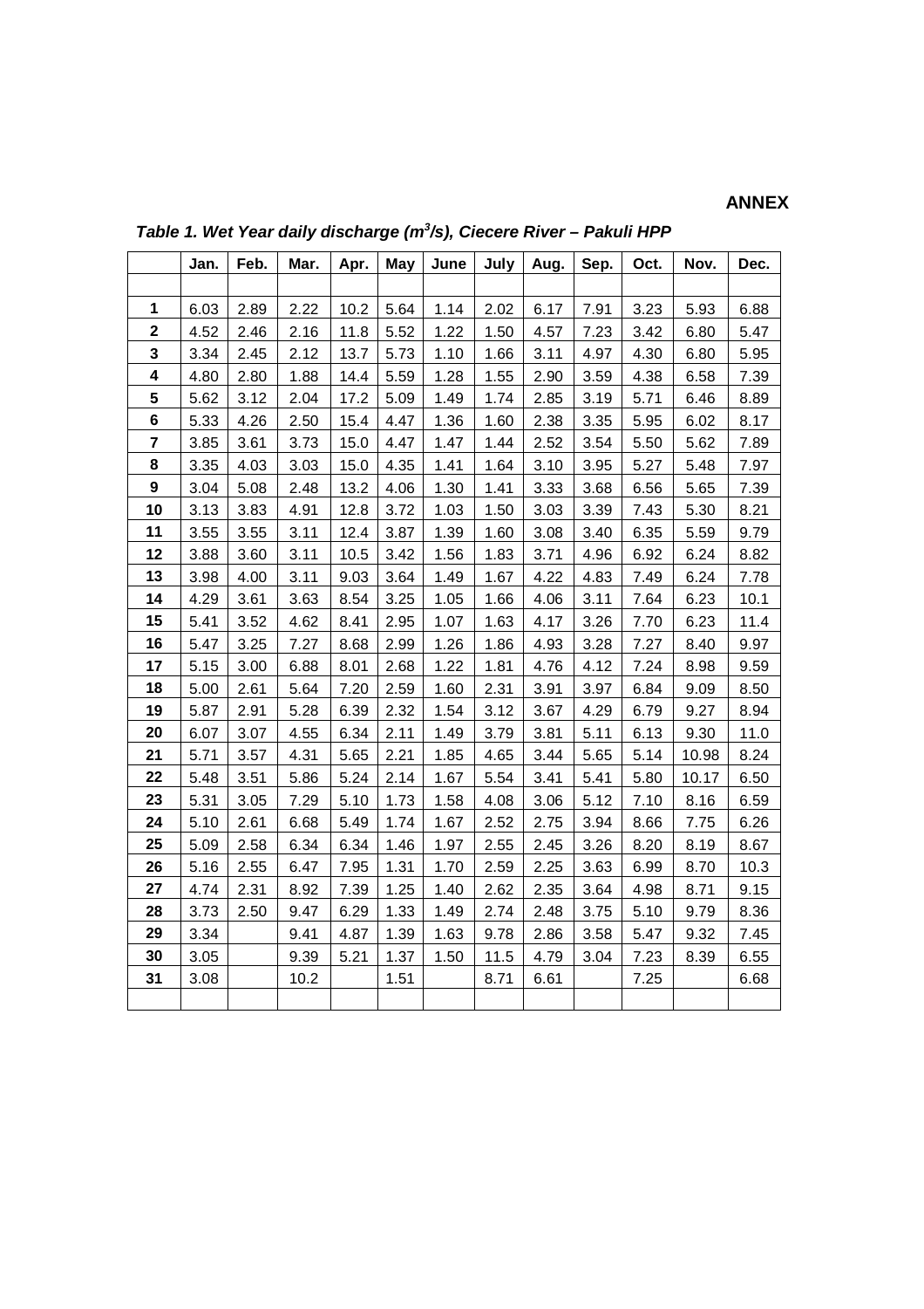**ANNEX**

***Table 1. Wet Year daily discharge ($m^3/s$), Ciecere River – Pakuli HPP***

| | Jan. | Feb. | Mar. | Apr. | May | June | July | Aug. | Sep. | Oct. | Nov. | Dec. |
|---|---|---|---|---|---|---|---|---|---|---|---|---|
| | | | | | | | | | | | | |
| **1** | 6.03 | 2.89 | 2.22 | 10.2 | 5.64 | 1.14 | 2.02 | 6.17 | 7.91 | 3.23 | 5.93 | 6.88 |
| **2** | 4.52 | 2.46 | 2.16 | 11.8 | 5.52 | 1.22 | 1.50 | 4.57 | 7.23 | 3.42 | 6.80 | 5.47 |
| **3** | 3.34 | 2.45 | 2.12 | 13.7 | 5.73 | 1.10 | 1.66 | 3.11 | 4.97 | 4.30 | 6.80 | 5.95 |
| **4** | 4.80 | 2.80 | 1.88 | 14.4 | 5.59 | 1.28 | 1.55 | 2.90 | 3.59 | 4.38 | 6.58 | 7.39 |
| **5** | 5.62 | 3.12 | 2.04 | 17.2 | 5.09 | 1.49 | 1.74 | 2.85 | 3.19 | 5.71 | 6.46 | 8.89 |
| **6** | 5.33 | 4.26 | 2.50 | 15.4 | 4.47 | 1.36 | 1.60 | 2.38 | 3.35 | 5.95 | 6.02 | 8.17 |
| **7** | 3.85 | 3.61 | 3.73 | 15.0 | 4.47 | 1.47 | 1.44 | 2.52 | 3.54 | 5.50 | 5.62 | 7.89 |
| **8** | 3.35 | 4.03 | 3.03 | 15.0 | 4.35 | 1.41 | 1.64 | 3.10 | 3.95 | 5.27 | 5.48 | 7.97 |
| **9** | 3.04 | 5.08 | 2.48 | 13.2 | 4.06 | 1.30 | 1.41 | 3.33 | 3.68 | 6.56 | 5.65 | 7.39 |
| **10** | 3.13 | 3.83 | 4.91 | 12.8 | 3.72 | 1.03 | 1.50 | 3.03 | 3.39 | 7.43 | 5.30 | 8.21 |
| **11** | 3.55 | 3.55 | 3.11 | 12.4 | 3.87 | 1.39 | 1.60 | 3.08 | 3.40 | 6.35 | 5.59 | 9.79 |
| **12** | 3.88 | 3.60 | 3.11 | 10.5 | 3.42 | 1.56 | 1.83 | 3.71 | 4.96 | 6.92 | 6.24 | 8.82 |
| **13** | 3.98 | 4.00 | 3.11 | 9.03 | 3.64 | 1.49 | 1.67 | 4.22 | 4.83 | 7.49 | 6.24 | 7.78 |
| **14** | 4.29 | 3.61 | 3.63 | 8.54 | 3.25 | 1.05 | 1.66 | 4.06 | 3.11 | 7.64 | 6.23 | 10.1 |
| **15** | 5.41 | 3.52 | 4.62 | 8.41 | 2.95 | 1.07 | 1.63 | 4.17 | 3.26 | 7.70 | 6.23 | 11.4 |
| **16** | 5.47 | 3.25 | 7.27 | 8.68 | 2.99 | 1.26 | 1.86 | 4.93 | 3.28 | 7.27 | 8.40 | 9.97 |
| **17** | 5.15 | 3.00 | 6.88 | 8.01 | 2.68 | 1.22 | 1.81 | 4.76 | 4.12 | 7.24 | 8.98 | 9.59 |
| **18** | 5.00 | 2.61 | 5.64 | 7.20 | 2.59 | 1.60 | 2.31 | 3.91 | 3.97 | 6.84 | 9.09 | 8.50 |
| **19** | 5.87 | 2.91 | 5.28 | 6.39 | 2.32 | 1.54 | 3.12 | 3.67 | 4.29 | 6.79 | 9.27 | 8.94 |
| **20** | 6.07 | 3.07 | 4.55 | 6.34 | 2.11 | 1.49 | 3.79 | 3.81 | 5.11 | 6.13 | 9.30 | 11.0 |
| **21** | 5.71 | 3.57 | 4.31 | 5.65 | 2.21 | 1.85 | 4.65 | 3.44 | 5.65 | 5.14 | 10.98 | 8.24 |
| **22** | 5.48 | 3.51 | 5.86 | 5.24 | 2.14 | 1.67 | 5.54 | 3.41 | 5.41 | 5.80 | 10.17 | 6.50 |
| **23** | 5.31 | 3.05 | 7.29 | 5.10 | 1.73 | 1.58 | 4.08 | 3.06 | 5.12 | 7.10 | 8.16 | 6.59 |
| **24** | 5.10 | 2.61 | 6.68 | 5.49 | 1.74 | 1.67 | 2.52 | 2.75 | 3.94 | 8.66 | 7.75 | 6.26 |
| **25** | 5.09 | 2.58 | 6.34 | 6.34 | 1.46 | 1.97 | 2.55 | 2.45 | 3.26 | 8.20 | 8.19 | 8.67 |
| **26** | 5.16 | 2.55 | 6.47 | 7.95 | 1.31 | 1.70 | 2.59 | 2.25 | 3.63 | 6.99 | 8.70 | 10.3 |
| **27** | 4.74 | 2.31 | 8.92 | 7.39 | 1.25 | 1.40 | 2.62 | 2.35 | 3.64 | 4.98 | 8.71 | 9.15 |
| **28** | 3.73 | 2.50 | 9.47 | 6.29 | 1.33 | 1.49 | 2.74 | 2.48 | 3.75 | 5.10 | 9.79 | 8.36 |
| **29** | 3.34 | | 9.41 | 4.87 | 1.39 | 1.63 | 9.78 | 2.86 | 3.58 | 5.47 | 9.32 | 7.45 |
| **30** | 3.05 | | 9.39 | 5.21 | 1.37 | 1.50 | 11.5 | 4.79 | 3.04 | 7.23 | 8.39 | 6.55 |
| **31** | 3.08 | | 10.2 | | 1.51 | | 8.71 | 6.61 | | 7.25 | | 6.68 |
| | | | | | | | | | | | | |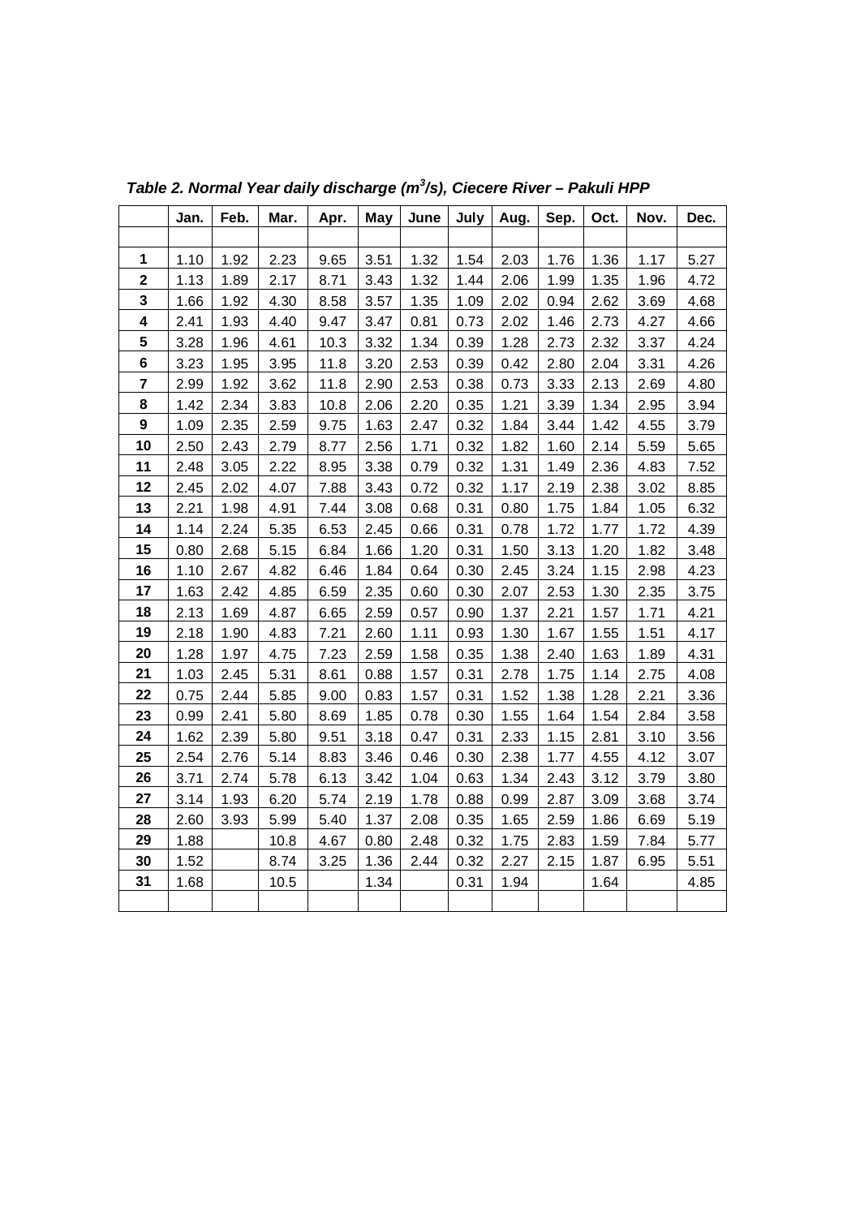***Table 2. Normal Year daily discharge ($m^3/s$), Ciecere River – Pakuli HPP***

| | Jan. | Feb. | Mar. | Apr. | May | June | July | Aug. | Sep. | Oct. | Nov. | Dec. |
|---|---|---|---|---|---|---|---|---|---|---|---|---|
| | | | | | | | | | | | | |
| **1** | 1.10 | 1.92 | 2.23 | 9.65 | 3.51 | 1.32 | 1.54 | 2.03 | 1.76 | 1.36 | 1.17 | 5.27 |
| **2** | 1.13 | 1.89 | 2.17 | 8.71 | 3.43 | 1.32 | 1.44 | 2.06 | 1.99 | 1.35 | 1.96 | 4.72 |
| **3** | 1.66 | 1.92 | 4.30 | 8.58 | 3.57 | 1.35 | 1.09 | 2.02 | 0.94 | 2.62 | 3.69 | 4.68 |
| **4** | 2.41 | 1.93 | 4.40 | 9.47 | 3.47 | 0.81 | 0.73 | 2.02 | 1.46 | 2.73 | 4.27 | 4.66 |
| **5** | 3.28 | 1.96 | 4.61 | 10.3 | 3.32 | 1.34 | 0.39 | 1.28 | 2.73 | 2.32 | 3.37 | 4.24 |
| **6** | 3.23 | 1.95 | 3.95 | 11.8 | 3.20 | 2.53 | 0.39 | 0.42 | 2.80 | 2.04 | 3.31 | 4.26 |
| **7** | 2.99 | 1.92 | 3.62 | 11.8 | 2.90 | 2.53 | 0.38 | 0.73 | 3.33 | 2.13 | 2.69 | 4.80 |
| **8** | 1.42 | 2.34 | 3.83 | 10.8 | 2.06 | 2.20 | 0.35 | 1.21 | 3.39 | 1.34 | 2.95 | 3.94 |
| **9** | 1.09 | 2.35 | 2.59 | 9.75 | 1.63 | 2.47 | 0.32 | 1.84 | 3.44 | 1.42 | 4.55 | 3.79 |
| **10** | 2.50 | 2.43 | 2.79 | 8.77 | 2.56 | 1.71 | 0.32 | 1.82 | 1.60 | 2.14 | 5.59 | 5.65 |
| **11** | 2.48 | 3.05 | 2.22 | 8.95 | 3.38 | 0.79 | 0.32 | 1.31 | 1.49 | 2.36 | 4.83 | 7.52 |
| **12** | 2.45 | 2.02 | 4.07 | 7.88 | 3.43 | 0.72 | 0.32 | 1.17 | 2.19 | 2.38 | 3.02 | 8.85 |
| **13** | 2.21 | 1.98 | 4.91 | 7.44 | 3.08 | 0.68 | 0.31 | 0.80 | 1.75 | 1.84 | 1.05 | 6.32 |
| **14** | 1.14 | 2.24 | 5.35 | 6.53 | 2.45 | 0.66 | 0.31 | 0.78 | 1.72 | 1.77 | 1.72 | 4.39 |
| **15** | 0.80 | 2.68 | 5.15 | 6.84 | 1.66 | 1.20 | 0.31 | 1.50 | 3.13 | 1.20 | 1.82 | 3.48 |
| **16** | 1.10 | 2.67 | 4.82 | 6.46 | 1.84 | 0.64 | 0.30 | 2.45 | 3.24 | 1.15 | 2.98 | 4.23 |
| **17** | 1.63 | 2.42 | 4.85 | 6.59 | 2.35 | 0.60 | 0.30 | 2.07 | 2.53 | 1.30 | 2.35 | 3.75 |
| **18** | 2.13 | 1.69 | 4.87 | 6.65 | 2.59 | 0.57 | 0.90 | 1.37 | 2.21 | 1.57 | 1.71 | 4.21 |
| **19** | 2.18 | 1.90 | 4.83 | 7.21 | 2.60 | 1.11 | 0.93 | 1.30 | 1.67 | 1.55 | 1.51 | 4.17 |
| **20** | 1.28 | 1.97 | 4.75 | 7.23 | 2.59 | 1.58 | 0.35 | 1.38 | 2.40 | 1.63 | 1.89 | 4.31 |
| **21** | 1.03 | 2.45 | 5.31 | 8.61 | 0.88 | 1.57 | 0.31 | 2.78 | 1.75 | 1.14 | 2.75 | 4.08 |
| **22** | 0.75 | 2.44 | 5.85 | 9.00 | 0.83 | 1.57 | 0.31 | 1.52 | 1.38 | 1.28 | 2.21 | 3.36 |
| **23** | 0.99 | 2.41 | 5.80 | 8.69 | 1.85 | 0.78 | 0.30 | 1.55 | 1.64 | 1.54 | 2.84 | 3.58 |
| **24** | 1.62 | 2.39 | 5.80 | 9.51 | 3.18 | 0.47 | 0.31 | 2.33 | 1.15 | 2.81 | 3.10 | 3.56 |
| **25** | 2.54 | 2.76 | 5.14 | 8.83 | 3.46 | 0.46 | 0.30 | 2.38 | 1.77 | 4.55 | 4.12 | 3.07 |
| **26** | 3.71 | 2.74 | 5.78 | 6.13 | 3.42 | 1.04 | 0.63 | 1.34 | 2.43 | 3.12 | 3.79 | 3.80 |
| **27** | 3.14 | 1.93 | 6.20 | 5.74 | 2.19 | 1.78 | 0.88 | 0.99 | 2.87 | 3.09 | 3.68 | 3.74 |
| **28** | 2.60 | 3.93 | 5.99 | 5.40 | 1.37 | 2.08 | 0.35 | 1.65 | 2.59 | 1.86 | 6.69 | 5.19 |
| **29** | 1.88 | | 10.8 | 4.67 | 0.80 | 2.48 | 0.32 | 1.75 | 2.83 | 1.59 | 7.84 | 5.77 |
| **30** | 1.52 | | 8.74 | 3.25 | 1.36 | 2.44 | 0.32 | 2.27 | 2.15 | 1.87 | 6.95 | 5.51 |
| **31** | 1.68 | | 10.5 | | 1.34 | | 0.31 | 1.94 | | 1.64 | | 4.85 |
| | | | | | | | | | | | | |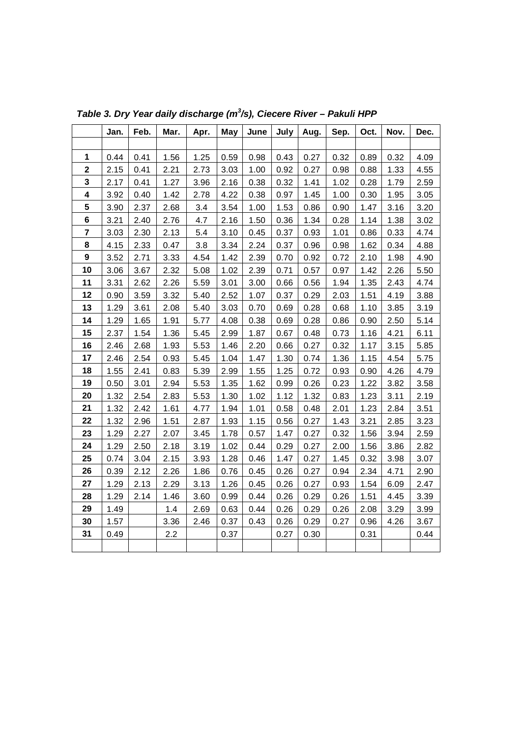*Table 3. Dry Year daily discharge ($m^3/s$), Ciecere River – Pakuli HPP*

| | Jan. | Feb. | Mar. | Apr. | May | June | July | Aug. | Sep. | Oct. | Nov. | Dec. |
|---|---|---|---|---|---|---|---|---|---|---|---|---|
| | | | | | | | | | | | | |
| **1** | 0.44 | 0.41 | 1.56 | 1.25 | 0.59 | 0.98 | 0.43 | 0.27 | 0.32 | 0.89 | 0.32 | 4.09 |
| **2** | 2.15 | 0.41 | 2.21 | 2.73 | 3.03 | 1.00 | 0.92 | 0.27 | 0.98 | 0.88 | 1.33 | 4.55 |
| **3** | 2.17 | 0.41 | 1.27 | 3.96 | 2.16 | 0.38 | 0.32 | 1.41 | 1.02 | 0.28 | 1.79 | 2.59 |
| **4** | 3.92 | 0.40 | 1.42 | 2.78 | 4.22 | 0.38 | 0.97 | 1.45 | 1.00 | 0.30 | 1.95 | 3.05 |
| **5** | 3.90 | 2.37 | 2.68 | 3.4 | 3.54 | 1.00 | 1.53 | 0.86 | 0.90 | 1.47 | 3.16 | 3.20 |
| **6** | 3.21 | 2.40 | 2.76 | 4.7 | 2.16 | 1.50 | 0.36 | 1.34 | 0.28 | 1.14 | 1.38 | 3.02 |
| **7** | 3.03 | 2.30 | 2.13 | 5.4 | 3.10 | 0.45 | 0.37 | 0.93 | 1.01 | 0.86 | 0.33 | 4.74 |
| **8** | 4.15 | 2.33 | 0.47 | 3.8 | 3.34 | 2.24 | 0.37 | 0.96 | 0.98 | 1.62 | 0.34 | 4.88 |
| **9** | 3.52 | 2.71 | 3.33 | 4.54 | 1.42 | 2.39 | 0.70 | 0.92 | 0.72 | 2.10 | 1.98 | 4.90 |
| **10** | 3.06 | 3.67 | 2.32 | 5.08 | 1.02 | 2.39 | 0.71 | 0.57 | 0.97 | 1.42 | 2.26 | 5.50 |
| **11** | 3.31 | 2.62 | 2.26 | 5.59 | 3.01 | 3.00 | 0.66 | 0.56 | 1.94 | 1.35 | 2.43 | 4.74 |
| **12** | 0.90 | 3.59 | 3.32 | 5.40 | 2.52 | 1.07 | 0.37 | 0.29 | 2.03 | 1.51 | 4.19 | 3.88 |
| **13** | 1.29 | 3.61 | 2.08 | 5.40 | 3.03 | 0.70 | 0.69 | 0.28 | 0.68 | 1.10 | 3.85 | 3.19 |
| **14** | 1.29 | 1.65 | 1.91 | 5.77 | 4.08 | 0.38 | 0.69 | 0.28 | 0.86 | 0.90 | 2.50 | 5.14 |
| **15** | 2.37 | 1.54 | 1.36 | 5.45 | 2.99 | 1.87 | 0.67 | 0.48 | 0.73 | 1.16 | 4.21 | 6.11 |
| **16** | 2.46 | 2.68 | 1.93 | 5.53 | 1.46 | 2.20 | 0.66 | 0.27 | 0.32 | 1.17 | 3.15 | 5.85 |
| **17** | 2.46 | 2.54 | 0.93 | 5.45 | 1.04 | 1.47 | 1.30 | 0.74 | 1.36 | 1.15 | 4.54 | 5.75 |
| **18** | 1.55 | 2.41 | 0.83 | 5.39 | 2.99 | 1.55 | 1.25 | 0.72 | 0.93 | 0.90 | 4.26 | 4.79 |
| **19** | 0.50 | 3.01 | 2.94 | 5.53 | 1.35 | 1.62 | 0.99 | 0.26 | 0.23 | 1.22 | 3.82 | 3.58 |
| **20** | 1.32 | 2.54 | 2.83 | 5.53 | 1.30 | 1.02 | 1.12 | 1.32 | 0.83 | 1.23 | 3.11 | 2.19 |
| **21** | 1.32 | 2.42 | 1.61 | 4.77 | 1.94 | 1.01 | 0.58 | 0.48 | 2.01 | 1.23 | 2.84 | 3.51 |
| **22** | 1.32 | 2.96 | 1.51 | 2.87 | 1.93 | 1.15 | 0.56 | 0.27 | 1.43 | 3.21 | 2.85 | 3.23 |
| **23** | 1.29 | 2.27 | 2.07 | 3.45 | 1.78 | 0.57 | 1.47 | 0.27 | 0.32 | 1.56 | 3.94 | 2.59 |
| **24** | 1.29 | 2.50 | 2.18 | 3.19 | 1.02 | 0.44 | 0.29 | 0.27 | 2.00 | 1.56 | 3.86 | 2.82 |
| **25** | 0.74 | 3.04 | 2.15 | 3.93 | 1.28 | 0.46 | 1.47 | 0.27 | 1.45 | 0.32 | 3.98 | 3.07 |
| **26** | 0.39 | 2.12 | 2.26 | 1.86 | 0.76 | 0.45 | 0.26 | 0.27 | 0.94 | 2.34 | 4.71 | 2.90 |
| **27** | 1.29 | 2.13 | 2.29 | 3.13 | 1.26 | 0.45 | 0.26 | 0.27 | 0.93 | 1.54 | 6.09 | 2.47 |
| **28** | 1.29 | 2.14 | 1.46 | 3.60 | 0.99 | 0.44 | 0.26 | 0.29 | 0.26 | 1.51 | 4.45 | 3.39 |
| **29** | 1.49 | | 1.4 | 2.69 | 0.63 | 0.44 | 0.26 | 0.29 | 0.26 | 2.08 | 3.29 | 3.99 |
| **30** | 1.57 | | 3.36 | 2.46 | 0.37 | 0.43 | 0.26 | 0.29 | 0.27 | 0.96 | 4.26 | 3.67 |
| **31** | 0.49 | | 2.2 | | 0.37 | | 0.27 | 0.30 | | 0.31 | | 0.44 |
| | | | | | | | | | | | | |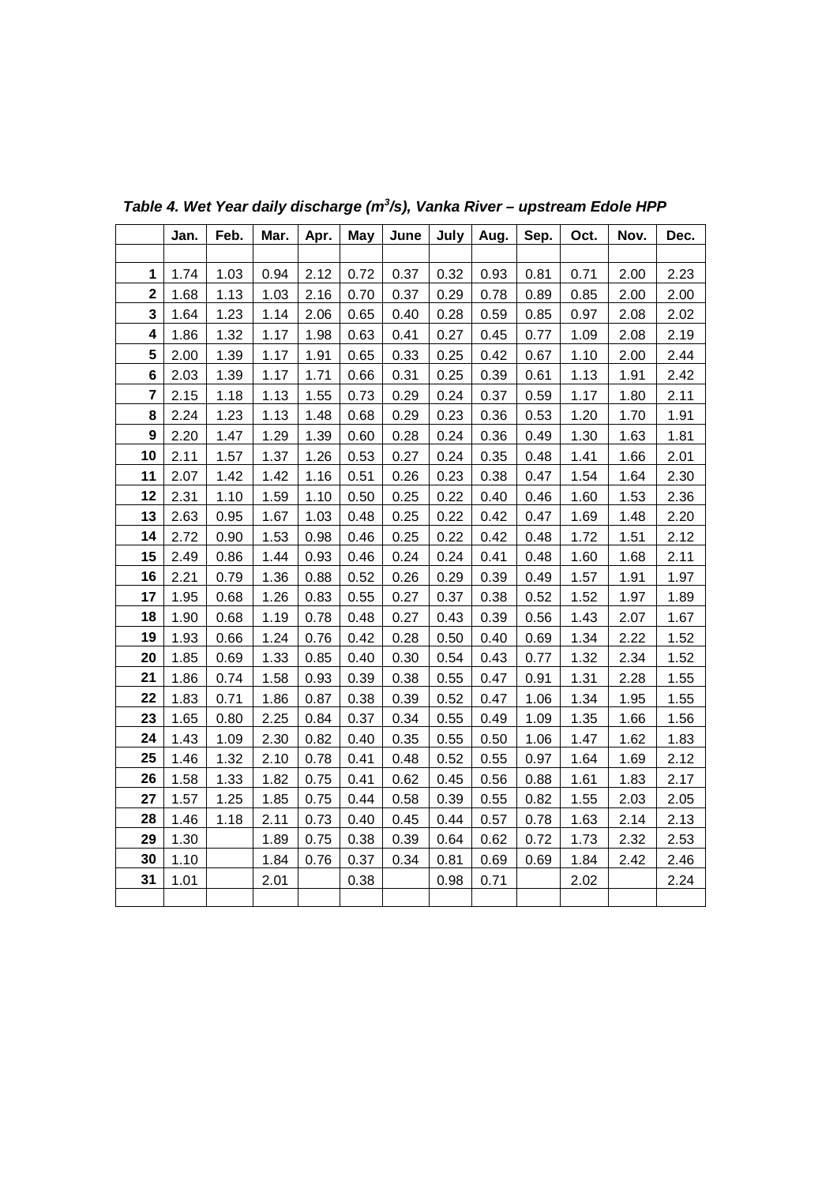*Table 4. Wet Year daily discharge ($m^3/s$), Vanka River – upstream Edole HPP*

| | Jan. | Feb. | Mar. | Apr. | May | June | July | Aug. | Sep. | Oct. | Nov. | Dec. |
|---|---|---|---|---|---|---|---|---|---|---|---|---|
| | | | | | | | | | | | | |
| **1** | 1.74 | 1.03 | 0.94 | 2.12 | 0.72 | 0.37 | 0.32 | 0.93 | 0.81 | 0.71 | 2.00 | 2.23 |
| **2** | 1.68 | 1.13 | 1.03 | 2.16 | 0.70 | 0.37 | 0.29 | 0.78 | 0.89 | 0.85 | 2.00 | 2.00 |
| **3** | 1.64 | 1.23 | 1.14 | 2.06 | 0.65 | 0.40 | 0.28 | 0.59 | 0.85 | 0.97 | 2.08 | 2.02 |
| **4** | 1.86 | 1.32 | 1.17 | 1.98 | 0.63 | 0.41 | 0.27 | 0.45 | 0.77 | 1.09 | 2.08 | 2.19 |
| **5** | 2.00 | 1.39 | 1.17 | 1.91 | 0.65 | 0.33 | 0.25 | 0.42 | 0.67 | 1.10 | 2.00 | 2.44 |
| **6** | 2.03 | 1.39 | 1.17 | 1.71 | 0.66 | 0.31 | 0.25 | 0.39 | 0.61 | 1.13 | 1.91 | 2.42 |
| **7** | 2.15 | 1.18 | 1.13 | 1.55 | 0.73 | 0.29 | 0.24 | 0.37 | 0.59 | 1.17 | 1.80 | 2.11 |
| **8** | 2.24 | 1.23 | 1.13 | 1.48 | 0.68 | 0.29 | 0.23 | 0.36 | 0.53 | 1.20 | 1.70 | 1.91 |
| **9** | 2.20 | 1.47 | 1.29 | 1.39 | 0.60 | 0.28 | 0.24 | 0.36 | 0.49 | 1.30 | 1.63 | 1.81 |
| **10** | 2.11 | 1.57 | 1.37 | 1.26 | 0.53 | 0.27 | 0.24 | 0.35 | 0.48 | 1.41 | 1.66 | 2.01 |
| **11** | 2.07 | 1.42 | 1.42 | 1.16 | 0.51 | 0.26 | 0.23 | 0.38 | 0.47 | 1.54 | 1.64 | 2.30 |
| **12** | 2.31 | 1.10 | 1.59 | 1.10 | 0.50 | 0.25 | 0.22 | 0.40 | 0.46 | 1.60 | 1.53 | 2.36 |
| **13** | 2.63 | 0.95 | 1.67 | 1.03 | 0.48 | 0.25 | 0.22 | 0.42 | 0.47 | 1.69 | 1.48 | 2.20 |
| **14** | 2.72 | 0.90 | 1.53 | 0.98 | 0.46 | 0.25 | 0.22 | 0.42 | 0.48 | 1.72 | 1.51 | 2.12 |
| **15** | 2.49 | 0.86 | 1.44 | 0.93 | 0.46 | 0.24 | 0.24 | 0.41 | 0.48 | 1.60 | 1.68 | 2.11 |
| **16** | 2.21 | 0.79 | 1.36 | 0.88 | 0.52 | 0.26 | 0.29 | 0.39 | 0.49 | 1.57 | 1.91 | 1.97 |
| **17** | 1.95 | 0.68 | 1.26 | 0.83 | 0.55 | 0.27 | 0.37 | 0.38 | 0.52 | 1.52 | 1.97 | 1.89 |
| **18** | 1.90 | 0.68 | 1.19 | 0.78 | 0.48 | 0.27 | 0.43 | 0.39 | 0.56 | 1.43 | 2.07 | 1.67 |
| **19** | 1.93 | 0.66 | 1.24 | 0.76 | 0.42 | 0.28 | 0.50 | 0.40 | 0.69 | 1.34 | 2.22 | 1.52 |
| **20** | 1.85 | 0.69 | 1.33 | 0.85 | 0.40 | 0.30 | 0.54 | 0.43 | 0.77 | 1.32 | 2.34 | 1.52 |
| **21** | 1.86 | 0.74 | 1.58 | 0.93 | 0.39 | 0.38 | 0.55 | 0.47 | 0.91 | 1.31 | 2.28 | 1.55 |
| **22** | 1.83 | 0.71 | 1.86 | 0.87 | 0.38 | 0.39 | 0.52 | 0.47 | 1.06 | 1.34 | 1.95 | 1.55 |
| **23** | 1.65 | 0.80 | 2.25 | 0.84 | 0.37 | 0.34 | 0.55 | 0.49 | 1.09 | 1.35 | 1.66 | 1.56 |
| **24** | 1.43 | 1.09 | 2.30 | 0.82 | 0.40 | 0.35 | 0.55 | 0.50 | 1.06 | 1.47 | 1.62 | 1.83 |
| **25** | 1.46 | 1.32 | 2.10 | 0.78 | 0.41 | 0.48 | 0.52 | 0.55 | 0.97 | 1.64 | 1.69 | 2.12 |
| **26** | 1.58 | 1.33 | 1.82 | 0.75 | 0.41 | 0.62 | 0.45 | 0.56 | 0.88 | 1.61 | 1.83 | 2.17 |
| **27** | 1.57 | 1.25 | 1.85 | 0.75 | 0.44 | 0.58 | 0.39 | 0.55 | 0.82 | 1.55 | 2.03 | 2.05 |
| **28** | 1.46 | 1.18 | 2.11 | 0.73 | 0.40 | 0.45 | 0.44 | 0.57 | 0.78 | 1.63 | 2.14 | 2.13 |
| **29** | 1.30 | | 1.89 | 0.75 | 0.38 | 0.39 | 0.64 | 0.62 | 0.72 | 1.73 | 2.32 | 2.53 |
| **30** | 1.10 | | 1.84 | 0.76 | 0.37 | 0.34 | 0.81 | 0.69 | 0.69 | 1.84 | 2.42 | 2.46 |
| **31** | 1.01 | | 2.01 | | 0.38 | | 0.98 | 0.71 | | 2.02 | | 2.24 |
| | | | | | | | | | | | | |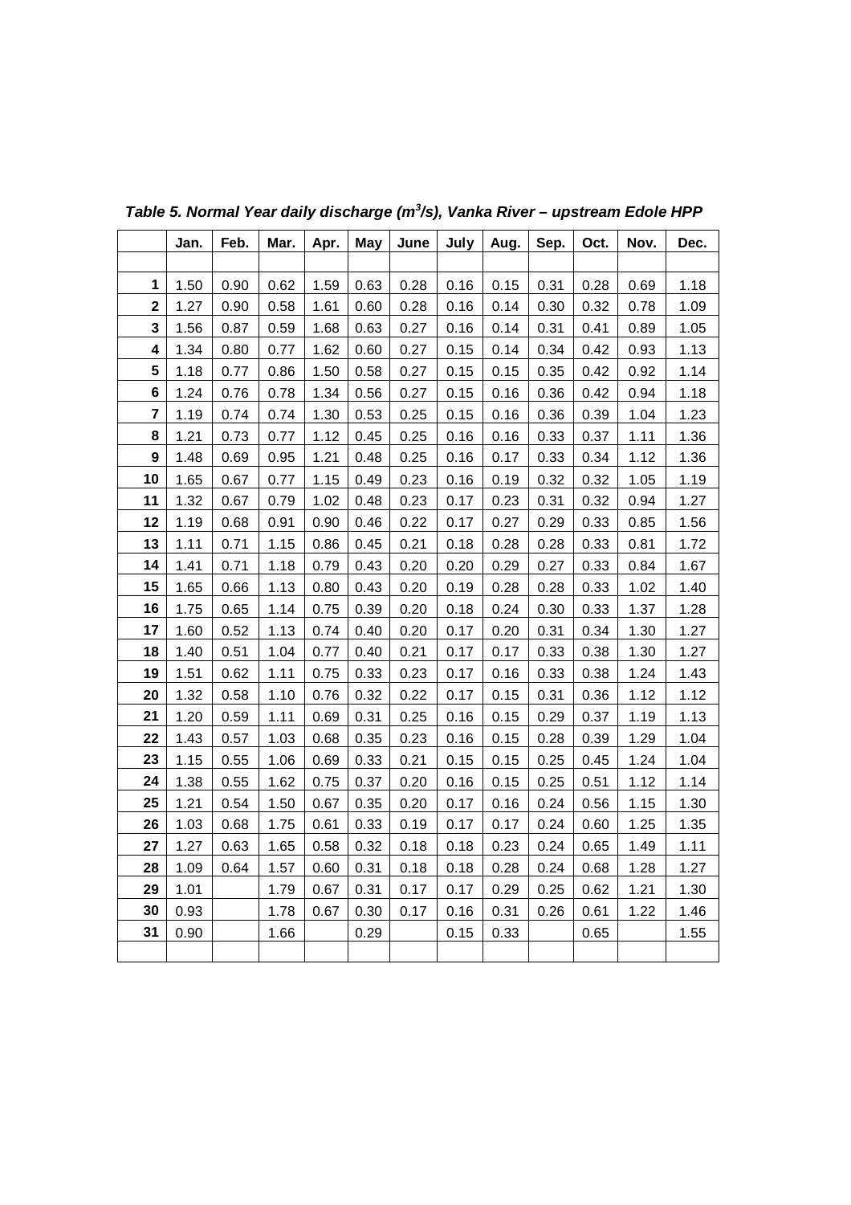***Table 5. Normal Year daily discharge ($m^3/s$), Vanka River – upstream Edole HPP***

| | Jan. | Feb. | Mar. | Apr. | May | June | July | Aug. | Sep. | Oct. | Nov. | Dec. |
|---|---|---|---|---|---|---|---|---|---|---|---|---|
| | | | | | | | | | | | | |
| **1** | 1.50 | 0.90 | 0.62 | 1.59 | 0.63 | 0.28 | 0.16 | 0.15 | 0.31 | 0.28 | 0.69 | 1.18 |
| **2** | 1.27 | 0.90 | 0.58 | 1.61 | 0.60 | 0.28 | 0.16 | 0.14 | 0.30 | 0.32 | 0.78 | 1.09 |
| **3** | 1.56 | 0.87 | 0.59 | 1.68 | 0.63 | 0.27 | 0.16 | 0.14 | 0.31 | 0.41 | 0.89 | 1.05 |
| **4** | 1.34 | 0.80 | 0.77 | 1.62 | 0.60 | 0.27 | 0.15 | 0.14 | 0.34 | 0.42 | 0.93 | 1.13 |
| **5** | 1.18 | 0.77 | 0.86 | 1.50 | 0.58 | 0.27 | 0.15 | 0.15 | 0.35 | 0.42 | 0.92 | 1.14 |
| **6** | 1.24 | 0.76 | 0.78 | 1.34 | 0.56 | 0.27 | 0.15 | 0.16 | 0.36 | 0.42 | 0.94 | 1.18 |
| **7** | 1.19 | 0.74 | 0.74 | 1.30 | 0.53 | 0.25 | 0.15 | 0.16 | 0.36 | 0.39 | 1.04 | 1.23 |
| **8** | 1.21 | 0.73 | 0.77 | 1.12 | 0.45 | 0.25 | 0.16 | 0.16 | 0.33 | 0.37 | 1.11 | 1.36 |
| **9** | 1.48 | 0.69 | 0.95 | 1.21 | 0.48 | 0.25 | 0.16 | 0.17 | 0.33 | 0.34 | 1.12 | 1.36 |
| **10** | 1.65 | 0.67 | 0.77 | 1.15 | 0.49 | 0.23 | 0.16 | 0.19 | 0.32 | 0.32 | 1.05 | 1.19 |
| **11** | 1.32 | 0.67 | 0.79 | 1.02 | 0.48 | 0.23 | 0.17 | 0.23 | 0.31 | 0.32 | 0.94 | 1.27 |
| **12** | 1.19 | 0.68 | 0.91 | 0.90 | 0.46 | 0.22 | 0.17 | 0.27 | 0.29 | 0.33 | 0.85 | 1.56 |
| **13** | 1.11 | 0.71 | 1.15 | 0.86 | 0.45 | 0.21 | 0.18 | 0.28 | 0.28 | 0.33 | 0.81 | 1.72 |
| **14** | 1.41 | 0.71 | 1.18 | 0.79 | 0.43 | 0.20 | 0.20 | 0.29 | 0.27 | 0.33 | 0.84 | 1.67 |
| **15** | 1.65 | 0.66 | 1.13 | 0.80 | 0.43 | 0.20 | 0.19 | 0.28 | 0.28 | 0.33 | 1.02 | 1.40 |
| **16** | 1.75 | 0.65 | 1.14 | 0.75 | 0.39 | 0.20 | 0.18 | 0.24 | 0.30 | 0.33 | 1.37 | 1.28 |
| **17** | 1.60 | 0.52 | 1.13 | 0.74 | 0.40 | 0.20 | 0.17 | 0.20 | 0.31 | 0.34 | 1.30 | 1.27 |
| **18** | 1.40 | 0.51 | 1.04 | 0.77 | 0.40 | 0.21 | 0.17 | 0.17 | 0.33 | 0.38 | 1.30 | 1.27 |
| **19** | 1.51 | 0.62 | 1.11 | 0.75 | 0.33 | 0.23 | 0.17 | 0.16 | 0.33 | 0.38 | 1.24 | 1.43 |
| **20** | 1.32 | 0.58 | 1.10 | 0.76 | 0.32 | 0.22 | 0.17 | 0.15 | 0.31 | 0.36 | 1.12 | 1.12 |
| **21** | 1.20 | 0.59 | 1.11 | 0.69 | 0.31 | 0.25 | 0.16 | 0.15 | 0.29 | 0.37 | 1.19 | 1.13 |
| **22** | 1.43 | 0.57 | 1.03 | 0.68 | 0.35 | 0.23 | 0.16 | 0.15 | 0.28 | 0.39 | 1.29 | 1.04 |
| **23** | 1.15 | 0.55 | 1.06 | 0.69 | 0.33 | 0.21 | 0.15 | 0.15 | 0.25 | 0.45 | 1.24 | 1.04 |
| **24** | 1.38 | 0.55 | 1.62 | 0.75 | 0.37 | 0.20 | 0.16 | 0.15 | 0.25 | 0.51 | 1.12 | 1.14 |
| **25** | 1.21 | 0.54 | 1.50 | 0.67 | 0.35 | 0.20 | 0.17 | 0.16 | 0.24 | 0.56 | 1.15 | 1.30 |
| **26** | 1.03 | 0.68 | 1.75 | 0.61 | 0.33 | 0.19 | 0.17 | 0.17 | 0.24 | 0.60 | 1.25 | 1.35 |
| **27** | 1.27 | 0.63 | 1.65 | 0.58 | 0.32 | 0.18 | 0.18 | 0.23 | 0.24 | 0.65 | 1.49 | 1.11 |
| **28** | 1.09 | 0.64 | 1.57 | 0.60 | 0.31 | 0.18 | 0.18 | 0.28 | 0.24 | 0.68 | 1.28 | 1.27 |
| **29** | 1.01 | | 1.79 | 0.67 | 0.31 | 0.17 | 0.17 | 0.29 | 0.25 | 0.62 | 1.21 | 1.30 |
| **30** | 0.93 | | 1.78 | 0.67 | 0.30 | 0.17 | 0.16 | 0.31 | 0.26 | 0.61 | 1.22 | 1.46 |
| **31** | 0.90 | | 1.66 | | 0.29 | | 0.15 | 0.33 | | 0.65 | | 1.55 |
| | | | | | | | | | | | | |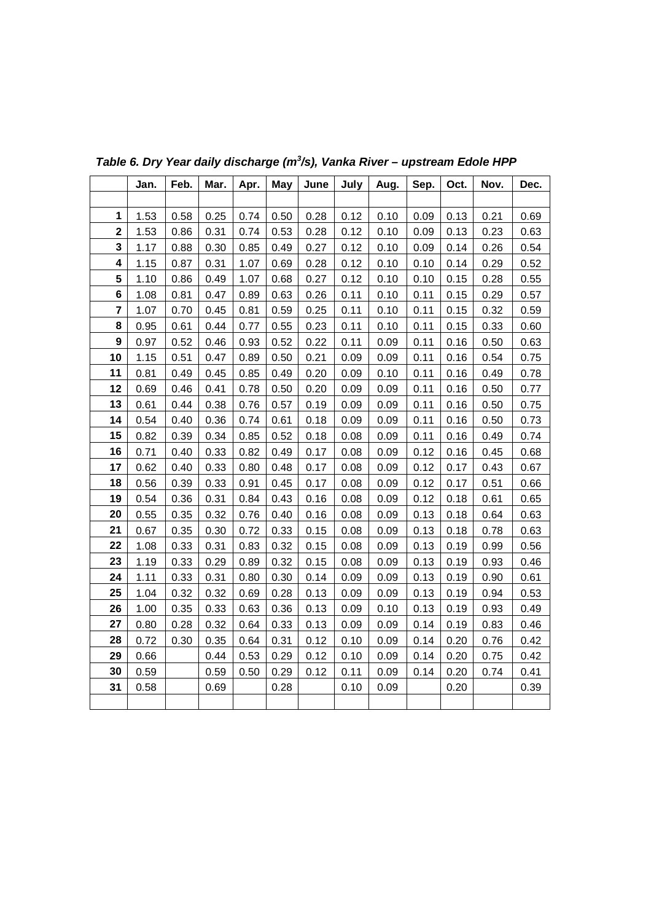***Table 6. Dry Year daily discharge ($m^3/s$), Vanka River – upstream Edole HPP***

| | Jan. | Feb. | Mar. | Apr. | May | June | July | Aug. | Sep. | Oct. | Nov. | Dec. |
|---|---|---|---|---|---|---|---|---|---|---|---|---|
| **1** | 1.53 | 0.58 | 0.25 | 0.74 | 0.50 | 0.28 | 0.12 | 0.10 | 0.09 | 0.13 | 0.21 | 0.69 |
| **2** | 1.53 | 0.86 | 0.31 | 0.74 | 0.53 | 0.28 | 0.12 | 0.10 | 0.09 | 0.13 | 0.23 | 0.63 |
| **3** | 1.17 | 0.88 | 0.30 | 0.85 | 0.49 | 0.27 | 0.12 | 0.10 | 0.09 | 0.14 | 0.26 | 0.54 |
| **4** | 1.15 | 0.87 | 0.31 | 1.07 | 0.69 | 0.28 | 0.12 | 0.10 | 0.10 | 0.14 | 0.29 | 0.52 |
| **5** | 1.10 | 0.86 | 0.49 | 1.07 | 0.68 | 0.27 | 0.12 | 0.10 | 0.10 | 0.15 | 0.28 | 0.55 |
| **6** | 1.08 | 0.81 | 0.47 | 0.89 | 0.63 | 0.26 | 0.11 | 0.10 | 0.11 | 0.15 | 0.29 | 0.57 |
| **7** | 1.07 | 0.70 | 0.45 | 0.81 | 0.59 | 0.25 | 0.11 | 0.10 | 0.11 | 0.15 | 0.32 | 0.59 |
| **8** | 0.95 | 0.61 | 0.44 | 0.77 | 0.55 | 0.23 | 0.11 | 0.10 | 0.11 | 0.15 | 0.33 | 0.60 |
| **9** | 0.97 | 0.52 | 0.46 | 0.93 | 0.52 | 0.22 | 0.11 | 0.09 | 0.11 | 0.16 | 0.50 | 0.63 |
| **10** | 1.15 | 0.51 | 0.47 | 0.89 | 0.50 | 0.21 | 0.09 | 0.09 | 0.11 | 0.16 | 0.54 | 0.75 |
| **11** | 0.81 | 0.49 | 0.45 | 0.85 | 0.49 | 0.20 | 0.09 | 0.10 | 0.11 | 0.16 | 0.49 | 0.78 |
| **12** | 0.69 | 0.46 | 0.41 | 0.78 | 0.50 | 0.20 | 0.09 | 0.09 | 0.11 | 0.16 | 0.50 | 0.77 |
| **13** | 0.61 | 0.44 | 0.38 | 0.76 | 0.57 | 0.19 | 0.09 | 0.09 | 0.11 | 0.16 | 0.50 | 0.75 |
| **14** | 0.54 | 0.40 | 0.36 | 0.74 | 0.61 | 0.18 | 0.09 | 0.09 | 0.11 | 0.16 | 0.50 | 0.73 |
| **15** | 0.82 | 0.39 | 0.34 | 0.85 | 0.52 | 0.18 | 0.08 | 0.09 | 0.11 | 0.16 | 0.49 | 0.74 |
| **16** | 0.71 | 0.40 | 0.33 | 0.82 | 0.49 | 0.17 | 0.08 | 0.09 | 0.12 | 0.16 | 0.45 | 0.68 |
| **17** | 0.62 | 0.40 | 0.33 | 0.80 | 0.48 | 0.17 | 0.08 | 0.09 | 0.12 | 0.17 | 0.43 | 0.67 |
| **18** | 0.56 | 0.39 | 0.33 | 0.91 | 0.45 | 0.17 | 0.08 | 0.09 | 0.12 | 0.17 | 0.51 | 0.66 |
| **19** | 0.54 | 0.36 | 0.31 | 0.84 | 0.43 | 0.16 | 0.08 | 0.09 | 0.12 | 0.18 | 0.61 | 0.65 |
| **20** | 0.55 | 0.35 | 0.32 | 0.76 | 0.40 | 0.16 | 0.08 | 0.09 | 0.13 | 0.18 | 0.64 | 0.63 |
| **21** | 0.67 | 0.35 | 0.30 | 0.72 | 0.33 | 0.15 | 0.08 | 0.09 | 0.13 | 0.18 | 0.78 | 0.63 |
| **22** | 1.08 | 0.33 | 0.31 | 0.83 | 0.32 | 0.15 | 0.08 | 0.09 | 0.13 | 0.19 | 0.99 | 0.56 |
| **23** | 1.19 | 0.33 | 0.29 | 0.89 | 0.32 | 0.15 | 0.08 | 0.09 | 0.13 | 0.19 | 0.93 | 0.46 |
| **24** | 1.11 | 0.33 | 0.31 | 0.80 | 0.30 | 0.14 | 0.09 | 0.09 | 0.13 | 0.19 | 0.90 | 0.61 |
| **25** | 1.04 | 0.32 | 0.32 | 0.69 | 0.28 | 0.13 | 0.09 | 0.09 | 0.13 | 0.19 | 0.94 | 0.53 |
| **26** | 1.00 | 0.35 | 0.33 | 0.63 | 0.36 | 0.13 | 0.09 | 0.10 | 0.13 | 0.19 | 0.93 | 0.49 |
| **27** | 0.80 | 0.28 | 0.32 | 0.64 | 0.33 | 0.13 | 0.09 | 0.09 | 0.14 | 0.19 | 0.83 | 0.46 |
| **28** | 0.72 | 0.30 | 0.35 | 0.64 | 0.31 | 0.12 | 0.10 | 0.09 | 0.14 | 0.20 | 0.76 | 0.42 |
| **29** | 0.66 | | 0.44 | 0.53 | 0.29 | 0.12 | 0.10 | 0.09 | 0.14 | 0.20 | 0.75 | 0.42 |
| **30** | 0.59 | | 0.59 | 0.50 | 0.29 | 0.12 | 0.11 | 0.09 | 0.14 | 0.20 | 0.74 | 0.41 |
| **31** | 0.58 | | 0.69 | | 0.28 | | 0.10 | 0.09 | | 0.20 | | 0.39 |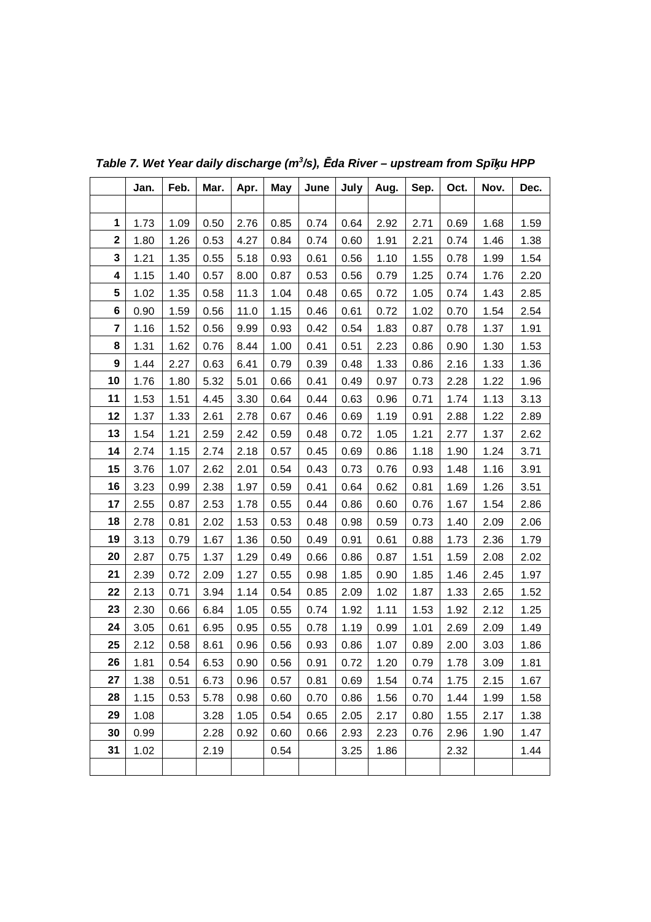***Table 7. Wet Year daily discharge ($m^3/s$), Ēda River – upstream from Spīķu HPP***

| | Jan. | Feb. | Mar. | Apr. | May | June | July | Aug. | Sep. | Oct. | Nov. | Dec. |
|---|---|---|---|---|---|---|---|---|---|---|---|---|
| | | | | | | | | | | | | |
| **1** | 1.73 | 1.09 | 0.50 | 2.76 | 0.85 | 0.74 | 0.64 | 2.92 | 2.71 | 0.69 | 1.68 | 1.59 |
| **2** | 1.80 | 1.26 | 0.53 | 4.27 | 0.84 | 0.74 | 0.60 | 1.91 | 2.21 | 0.74 | 1.46 | 1.38 |
| **3** | 1.21 | 1.35 | 0.55 | 5.18 | 0.93 | 0.61 | 0.56 | 1.10 | 1.55 | 0.78 | 1.99 | 1.54 |
| **4** | 1.15 | 1.40 | 0.57 | 8.00 | 0.87 | 0.53 | 0.56 | 0.79 | 1.25 | 0.74 | 1.76 | 2.20 |
| **5** | 1.02 | 1.35 | 0.58 | 11.3 | 1.04 | 0.48 | 0.65 | 0.72 | 1.05 | 0.74 | 1.43 | 2.85 |
| **6** | 0.90 | 1.59 | 0.56 | 11.0 | 1.15 | 0.46 | 0.61 | 0.72 | 1.02 | 0.70 | 1.54 | 2.54 |
| **7** | 1.16 | 1.52 | 0.56 | 9.99 | 0.93 | 0.42 | 0.54 | 1.83 | 0.87 | 0.78 | 1.37 | 1.91 |
| **8** | 1.31 | 1.62 | 0.76 | 8.44 | 1.00 | 0.41 | 0.51 | 2.23 | 0.86 | 0.90 | 1.30 | 1.53 |
| **9** | 1.44 | 2.27 | 0.63 | 6.41 | 0.79 | 0.39 | 0.48 | 1.33 | 0.86 | 2.16 | 1.33 | 1.36 |
| **10** | 1.76 | 1.80 | 5.32 | 5.01 | 0.66 | 0.41 | 0.49 | 0.97 | 0.73 | 2.28 | 1.22 | 1.96 |
| **11** | 1.53 | 1.51 | 4.45 | 3.30 | 0.64 | 0.44 | 0.63 | 0.96 | 0.71 | 1.74 | 1.13 | 3.13 |
| **12** | 1.37 | 1.33 | 2.61 | 2.78 | 0.67 | 0.46 | 0.69 | 1.19 | 0.91 | 2.88 | 1.22 | 2.89 |
| **13** | 1.54 | 1.21 | 2.59 | 2.42 | 0.59 | 0.48 | 0.72 | 1.05 | 1.21 | 2.77 | 1.37 | 2.62 |
| **14** | 2.74 | 1.15 | 2.74 | 2.18 | 0.57 | 0.45 | 0.69 | 0.86 | 1.18 | 1.90 | 1.24 | 3.71 |
| **15** | 3.76 | 1.07 | 2.62 | 2.01 | 0.54 | 0.43 | 0.73 | 0.76 | 0.93 | 1.48 | 1.16 | 3.91 |
| **16** | 3.23 | 0.99 | 2.38 | 1.97 | 0.59 | 0.41 | 0.64 | 0.62 | 0.81 | 1.69 | 1.26 | 3.51 |
| **17** | 2.55 | 0.87 | 2.53 | 1.78 | 0.55 | 0.44 | 0.86 | 0.60 | 0.76 | 1.67 | 1.54 | 2.86 |
| **18** | 2.78 | 0.81 | 2.02 | 1.53 | 0.53 | 0.48 | 0.98 | 0.59 | 0.73 | 1.40 | 2.09 | 2.06 |
| **19** | 3.13 | 0.79 | 1.67 | 1.36 | 0.50 | 0.49 | 0.91 | 0.61 | 0.88 | 1.73 | 2.36 | 1.79 |
| **20** | 2.87 | 0.75 | 1.37 | 1.29 | 0.49 | 0.66 | 0.86 | 0.87 | 1.51 | 1.59 | 2.08 | 2.02 |
| **21** | 2.39 | 0.72 | 2.09 | 1.27 | 0.55 | 0.98 | 1.85 | 0.90 | 1.85 | 1.46 | 2.45 | 1.97 |
| **22** | 2.13 | 0.71 | 3.94 | 1.14 | 0.54 | 0.85 | 2.09 | 1.02 | 1.87 | 1.33 | 2.65 | 1.52 |
| **23** | 2.30 | 0.66 | 6.84 | 1.05 | 0.55 | 0.74 | 1.92 | 1.11 | 1.53 | 1.92 | 2.12 | 1.25 |
| **24** | 3.05 | 0.61 | 6.95 | 0.95 | 0.55 | 0.78 | 1.19 | 0.99 | 1.01 | 2.69 | 2.09 | 1.49 |
| **25** | 2.12 | 0.58 | 8.61 | 0.96 | 0.56 | 0.93 | 0.86 | 1.07 | 0.89 | 2.00 | 3.03 | 1.86 |
| **26** | 1.81 | 0.54 | 6.53 | 0.90 | 0.56 | 0.91 | 0.72 | 1.20 | 0.79 | 1.78 | 3.09 | 1.81 |
| **27** | 1.38 | 0.51 | 6.73 | 0.96 | 0.57 | 0.81 | 0.69 | 1.54 | 0.74 | 1.75 | 2.15 | 1.67 |
| **28** | 1.15 | 0.53 | 5.78 | 0.98 | 0.60 | 0.70 | 0.86 | 1.56 | 0.70 | 1.44 | 1.99 | 1.58 |
| **29** | 1.08 | | 3.28 | 1.05 | 0.54 | 0.65 | 2.05 | 2.17 | 0.80 | 1.55 | 2.17 | 1.38 |
| **30** | 0.99 | | 2.28 | 0.92 | 0.60 | 0.66 | 2.93 | 2.23 | 0.76 | 2.96 | 1.90 | 1.47 |
| **31** | 1.02 | | 2.19 | | 0.54 | | 3.25 | 1.86 | | 2.32 | | 1.44 |
| | | | | | | | | | | | | |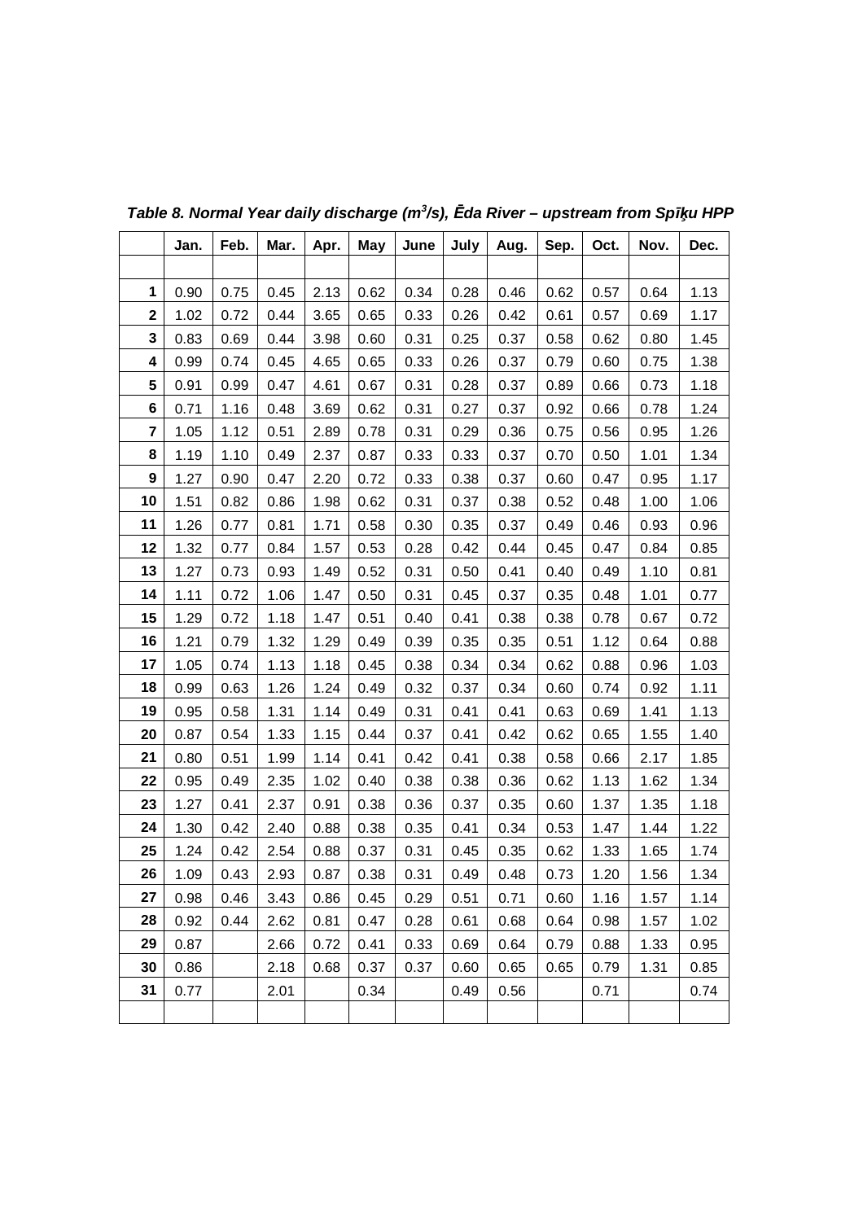***Table 8. Normal Year daily discharge ($m^3/s$), Ēda River – upstream from Spīķu HPP***

| | Jan. | Feb. | Mar. | Apr. | May | June | July | Aug. | Sep. | Oct. | Nov. | Dec. |
|---|---|---|---|---|---|---|---|---|---|---|---|---|
| | | | | | | | | | | | | |
| **1** | 0.90 | 0.75 | 0.45 | 2.13 | 0.62 | 0.34 | 0.28 | 0.46 | 0.62 | 0.57 | 0.64 | 1.13 |
| **2** | 1.02 | 0.72 | 0.44 | 3.65 | 0.65 | 0.33 | 0.26 | 0.42 | 0.61 | 0.57 | 0.69 | 1.17 |
| **3** | 0.83 | 0.69 | 0.44 | 3.98 | 0.60 | 0.31 | 0.25 | 0.37 | 0.58 | 0.62 | 0.80 | 1.45 |
| **4** | 0.99 | 0.74 | 0.45 | 4.65 | 0.65 | 0.33 | 0.26 | 0.37 | 0.79 | 0.60 | 0.75 | 1.38 |
| **5** | 0.91 | 0.99 | 0.47 | 4.61 | 0.67 | 0.31 | 0.28 | 0.37 | 0.89 | 0.66 | 0.73 | 1.18 |
| **6** | 0.71 | 1.16 | 0.48 | 3.69 | 0.62 | 0.31 | 0.27 | 0.37 | 0.92 | 0.66 | 0.78 | 1.24 |
| **7** | 1.05 | 1.12 | 0.51 | 2.89 | 0.78 | 0.31 | 0.29 | 0.36 | 0.75 | 0.56 | 0.95 | 1.26 |
| **8** | 1.19 | 1.10 | 0.49 | 2.37 | 0.87 | 0.33 | 0.33 | 0.37 | 0.70 | 0.50 | 1.01 | 1.34 |
| **9** | 1.27 | 0.90 | 0.47 | 2.20 | 0.72 | 0.33 | 0.38 | 0.37 | 0.60 | 0.47 | 0.95 | 1.17 |
| **10** | 1.51 | 0.82 | 0.86 | 1.98 | 0.62 | 0.31 | 0.37 | 0.38 | 0.52 | 0.48 | 1.00 | 1.06 |
| **11** | 1.26 | 0.77 | 0.81 | 1.71 | 0.58 | 0.30 | 0.35 | 0.37 | 0.49 | 0.46 | 0.93 | 0.96 |
| **12** | 1.32 | 0.77 | 0.84 | 1.57 | 0.53 | 0.28 | 0.42 | 0.44 | 0.45 | 0.47 | 0.84 | 0.85 |
| **13** | 1.27 | 0.73 | 0.93 | 1.49 | 0.52 | 0.31 | 0.50 | 0.41 | 0.40 | 0.49 | 1.10 | 0.81 |
| **14** | 1.11 | 0.72 | 1.06 | 1.47 | 0.50 | 0.31 | 0.45 | 0.37 | 0.35 | 0.48 | 1.01 | 0.77 |
| **15** | 1.29 | 0.72 | 1.18 | 1.47 | 0.51 | 0.40 | 0.41 | 0.38 | 0.38 | 0.78 | 0.67 | 0.72 |
| **16** | 1.21 | 0.79 | 1.32 | 1.29 | 0.49 | 0.39 | 0.35 | 0.35 | 0.51 | 1.12 | 0.64 | 0.88 |
| **17** | 1.05 | 0.74 | 1.13 | 1.18 | 0.45 | 0.38 | 0.34 | 0.34 | 0.62 | 0.88 | 0.96 | 1.03 |
| **18** | 0.99 | 0.63 | 1.26 | 1.24 | 0.49 | 0.32 | 0.37 | 0.34 | 0.60 | 0.74 | 0.92 | 1.11 |
| **19** | 0.95 | 0.58 | 1.31 | 1.14 | 0.49 | 0.31 | 0.41 | 0.41 | 0.63 | 0.69 | 1.41 | 1.13 |
| **20** | 0.87 | 0.54 | 1.33 | 1.15 | 0.44 | 0.37 | 0.41 | 0.42 | 0.62 | 0.65 | 1.55 | 1.40 |
| **21** | 0.80 | 0.51 | 1.99 | 1.14 | 0.41 | 0.42 | 0.41 | 0.38 | 0.58 | 0.66 | 2.17 | 1.85 |
| **22** | 0.95 | 0.49 | 2.35 | 1.02 | 0.40 | 0.38 | 0.38 | 0.36 | 0.62 | 1.13 | 1.62 | 1.34 |
| **23** | 1.27 | 0.41 | 2.37 | 0.91 | 0.38 | 0.36 | 0.37 | 0.35 | 0.60 | 1.37 | 1.35 | 1.18 |
| **24** | 1.30 | 0.42 | 2.40 | 0.88 | 0.38 | 0.35 | 0.41 | 0.34 | 0.53 | 1.47 | 1.44 | 1.22 |
| **25** | 1.24 | 0.42 | 2.54 | 0.88 | 0.37 | 0.31 | 0.45 | 0.35 | 0.62 | 1.33 | 1.65 | 1.74 |
| **26** | 1.09 | 0.43 | 2.93 | 0.87 | 0.38 | 0.31 | 0.49 | 0.48 | 0.73 | 1.20 | 1.56 | 1.34 |
| **27** | 0.98 | 0.46 | 3.43 | 0.86 | 0.45 | 0.29 | 0.51 | 0.71 | 0.60 | 1.16 | 1.57 | 1.14 |
| **28** | 0.92 | 0.44 | 2.62 | 0.81 | 0.47 | 0.28 | 0.61 | 0.68 | 0.64 | 0.98 | 1.57 | 1.02 |
| **29** | 0.87 | | 2.66 | 0.72 | 0.41 | 0.33 | 0.69 | 0.64 | 0.79 | 0.88 | 1.33 | 0.95 |
| **30** | 0.86 | | 2.18 | 0.68 | 0.37 | 0.37 | 0.60 | 0.65 | 0.65 | 0.79 | 1.31 | 0.85 |
| **31** | 0.77 | | 2.01 | | 0.34 | | 0.49 | 0.56 | | 0.71 | | 0.74 |
| | | | | | | | | | | | | |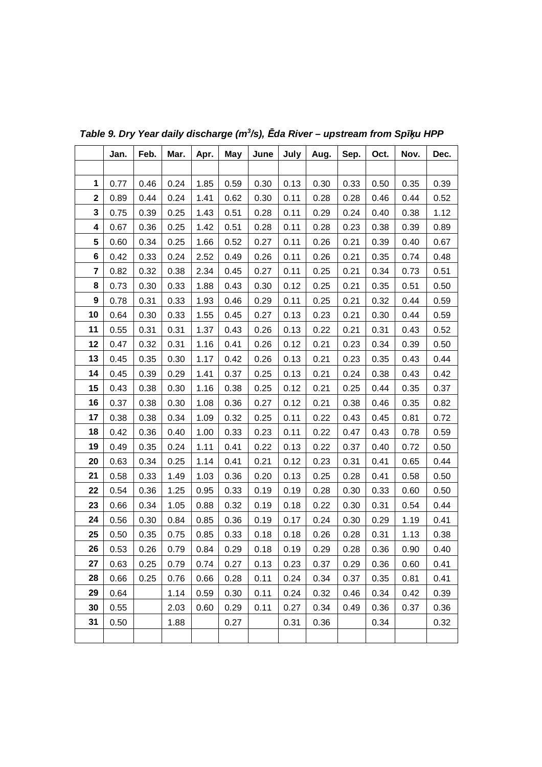*Table 9. Dry Year daily discharge ($m^3/s$), Ēda River – upstream from Spīķu HPP*

| | Jan. | Feb. | Mar. | Apr. | May | June | July | Aug. | Sep. | Oct. | Nov. | Dec. |
|---|---|---|---|---|---|---|---|---|---|---|---|---|
| | | | | | | | | | | | | |
| **1** | 0.77 | 0.46 | 0.24 | 1.85 | 0.59 | 0.30 | 0.13 | 0.30 | 0.33 | 0.50 | 0.35 | 0.39 |
| **2** | 0.89 | 0.44 | 0.24 | 1.41 | 0.62 | 0.30 | 0.11 | 0.28 | 0.28 | 0.46 | 0.44 | 0.52 |
| **3** | 0.75 | 0.39 | 0.25 | 1.43 | 0.51 | 0.28 | 0.11 | 0.29 | 0.24 | 0.40 | 0.38 | 1.12 |
| **4** | 0.67 | 0.36 | 0.25 | 1.42 | 0.51 | 0.28 | 0.11 | 0.28 | 0.23 | 0.38 | 0.39 | 0.89 |
| **5** | 0.60 | 0.34 | 0.25 | 1.66 | 0.52 | 0.27 | 0.11 | 0.26 | 0.21 | 0.39 | 0.40 | 0.67 |
| **6** | 0.42 | 0.33 | 0.24 | 2.52 | 0.49 | 0.26 | 0.11 | 0.26 | 0.21 | 0.35 | 0.74 | 0.48 |
| **7** | 0.82 | 0.32 | 0.38 | 2.34 | 0.45 | 0.27 | 0.11 | 0.25 | 0.21 | 0.34 | 0.73 | 0.51 |
| **8** | 0.73 | 0.30 | 0.33 | 1.88 | 0.43 | 0.30 | 0.12 | 0.25 | 0.21 | 0.35 | 0.51 | 0.50 |
| **9** | 0.78 | 0.31 | 0.33 | 1.93 | 0.46 | 0.29 | 0.11 | 0.25 | 0.21 | 0.32 | 0.44 | 0.59 |
| **10** | 0.64 | 0.30 | 0.33 | 1.55 | 0.45 | 0.27 | 0.13 | 0.23 | 0.21 | 0.30 | 0.44 | 0.59 |
| **11** | 0.55 | 0.31 | 0.31 | 1.37 | 0.43 | 0.26 | 0.13 | 0.22 | 0.21 | 0.31 | 0.43 | 0.52 |
| **12** | 0.47 | 0.32 | 0.31 | 1.16 | 0.41 | 0.26 | 0.12 | 0.21 | 0.23 | 0.34 | 0.39 | 0.50 |
| **13** | 0.45 | 0.35 | 0.30 | 1.17 | 0.42 | 0.26 | 0.13 | 0.21 | 0.23 | 0.35 | 0.43 | 0.44 |
| **14** | 0.45 | 0.39 | 0.29 | 1.41 | 0.37 | 0.25 | 0.13 | 0.21 | 0.24 | 0.38 | 0.43 | 0.42 |
| **15** | 0.43 | 0.38 | 0.30 | 1.16 | 0.38 | 0.25 | 0.12 | 0.21 | 0.25 | 0.44 | 0.35 | 0.37 |
| **16** | 0.37 | 0.38 | 0.30 | 1.08 | 0.36 | 0.27 | 0.12 | 0.21 | 0.38 | 0.46 | 0.35 | 0.82 |
| **17** | 0.38 | 0.38 | 0.34 | 1.09 | 0.32 | 0.25 | 0.11 | 0.22 | 0.43 | 0.45 | 0.81 | 0.72 |
| **18** | 0.42 | 0.36 | 0.40 | 1.00 | 0.33 | 0.23 | 0.11 | 0.22 | 0.47 | 0.43 | 0.78 | 0.59 |
| **19** | 0.49 | 0.35 | 0.24 | 1.11 | 0.41 | 0.22 | 0.13 | 0.22 | 0.37 | 0.40 | 0.72 | 0.50 |
| **20** | 0.63 | 0.34 | 0.25 | 1.14 | 0.41 | 0.21 | 0.12 | 0.23 | 0.31 | 0.41 | 0.65 | 0.44 |
| **21** | 0.58 | 0.33 | 1.49 | 1.03 | 0.36 | 0.20 | 0.13 | 0.25 | 0.28 | 0.41 | 0.58 | 0.50 |
| **22** | 0.54 | 0.36 | 1.25 | 0.95 | 0.33 | 0.19 | 0.19 | 0.28 | 0.30 | 0.33 | 0.60 | 0.50 |
| **23** | 0.66 | 0.34 | 1.05 | 0.88 | 0.32 | 0.19 | 0.18 | 0.22 | 0.30 | 0.31 | 0.54 | 0.44 |
| **24** | 0.56 | 0.30 | 0.84 | 0.85 | 0.36 | 0.19 | 0.17 | 0.24 | 0.30 | 0.29 | 1.19 | 0.41 |
| **25** | 0.50 | 0.35 | 0.75 | 0.85 | 0.33 | 0.18 | 0.18 | 0.26 | 0.28 | 0.31 | 1.13 | 0.38 |
| **26** | 0.53 | 0.26 | 0.79 | 0.84 | 0.29 | 0.18 | 0.19 | 0.29 | 0.28 | 0.36 | 0.90 | 0.40 |
| **27** | 0.63 | 0.25 | 0.79 | 0.74 | 0.27 | 0.13 | 0.23 | 0.37 | 0.29 | 0.36 | 0.60 | 0.41 |
| **28** | 0.66 | 0.25 | 0.76 | 0.66 | 0.28 | 0.11 | 0.24 | 0.34 | 0.37 | 0.35 | 0.81 | 0.41 |
| **29** | 0.64 | | 1.14 | 0.59 | 0.30 | 0.11 | 0.24 | 0.32 | 0.46 | 0.34 | 0.42 | 0.39 |
| **30** | 0.55 | | 2.03 | 0.60 | 0.29 | 0.11 | 0.27 | 0.34 | 0.49 | 0.36 | 0.37 | 0.36 |
| **31** | 0.50 | | 1.88 | | 0.27 | | 0.31 | 0.36 | | 0.34 | | 0.32 |
| | | | | | | | | | | | | |